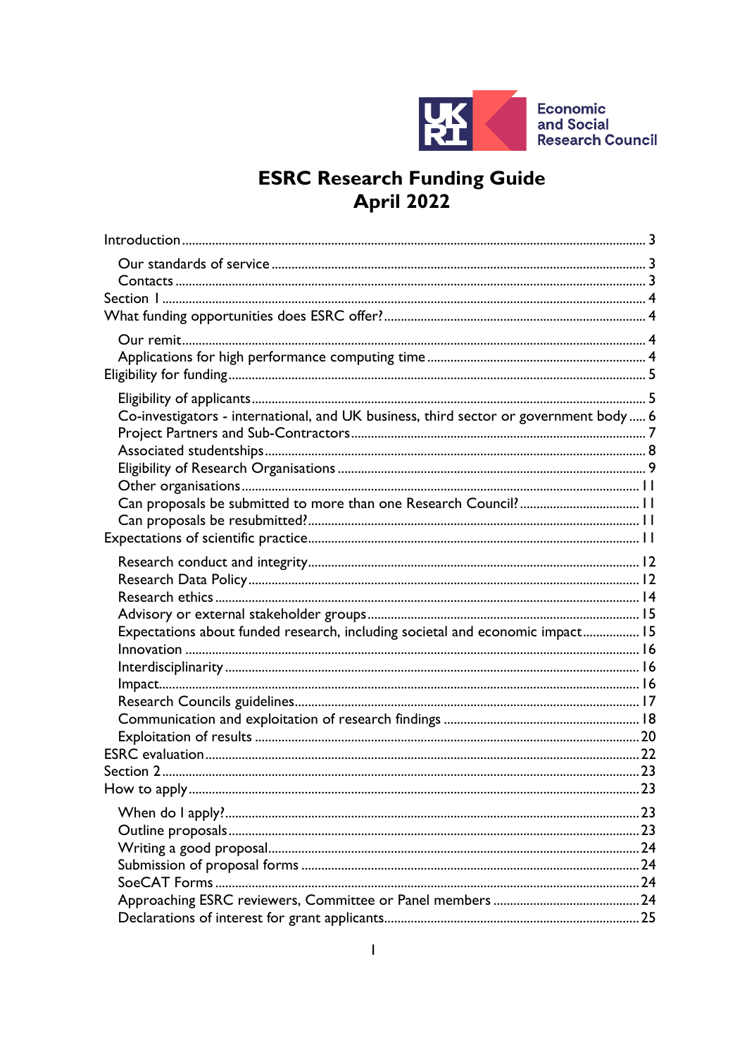Economic and Social Research Council

# ESRC Research Funding Guide
# April 2022

- Introduction ... 3
  - Our standards of service ... 3
  - Contacts ... 3
- Section 1 ... 4
- What funding opportunities does ESRC offer? ... 4
  - Our remit ... 4
  - Applications for high performance computing time ... 4
- Eligibility for funding ... 5
  - Eligibility of applicants ... 5
  - Co-investigators - international, and UK business, third sector or government body ... 6
  - Project Partners and Sub-Contractors ... 7
  - Associated studentships ... 8
  - Eligibility of Research Organisations ... 9
  - Other organisations ... 11
  - Can proposals be submitted to more than one Research Council? ... 11
  - Can proposals be resubmitted? ... 11
- Expectations of scientific practice ... 11
  - Research conduct and integrity ... 12
  - Research Data Policy ... 12
  - Research ethics ... 14
  - Advisory or external stakeholder groups ... 15
  - Expectations about funded research, including societal and economic impact ... 15
  - Innovation ... 16
  - Interdisciplinarity ... 16
  - Impact ... 16
  - Research Councils guidelines ... 17
  - Communication and exploitation of research findings ... 18
  - Exploitation of results ... 20
- ESRC evaluation ... 22
- Section 2 ... 23
- How to apply ... 23
  - When do I apply? ... 23
  - Outline proposals ... 23
  - Writing a good proposal ... 24
  - Submission of proposal forms ... 24
  - SoeCAT Forms ... 24
  - Approaching ESRC reviewers, Committee or Panel members ... 24
  - Declarations of interest for grant applicants ... 25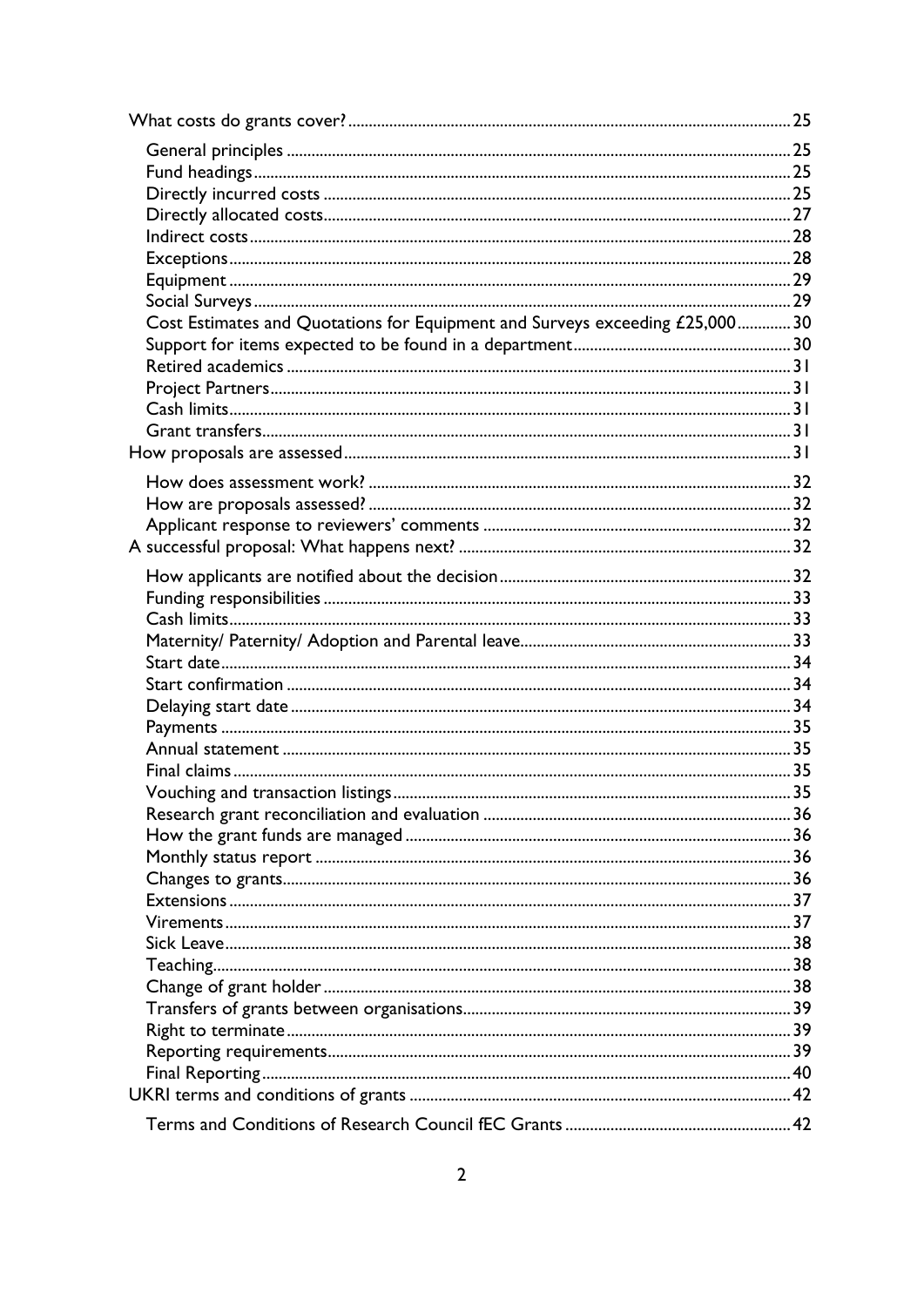- What costs do grants cover? ........ 25
  - General principles ........ 25
  - Fund headings ........ 25
  - Directly incurred costs ........ 25
  - Directly allocated costs ........ 27
  - Indirect costs ........ 28
  - Exceptions ........ 28
  - Equipment ........ 29
  - Social Surveys ........ 29
  - Cost Estimates and Quotations for Equipment and Surveys exceeding £25,000 ........ 30
  - Support for items expected to be found in a department ........ 30
  - Retired academics ........ 31
  - Project Partners ........ 31
  - Cash limits ........ 31
  - Grant transfers ........ 31
- How proposals are assessed ........ 31
  - How does assessment work? ........ 32
  - How are proposals assessed? ........ 32
  - Applicant response to reviewers' comments ........ 32
- A successful proposal: What happens next? ........ 32
  - How applicants are notified about the decision ........ 32
  - Funding responsibilities ........ 33
  - Cash limits ........ 33
  - Maternity/ Paternity/ Adoption and Parental leave ........ 33
  - Start date ........ 34
  - Start confirmation ........ 34
  - Delaying start date ........ 34
  - Payments ........ 35
  - Annual statement ........ 35
  - Final claims ........ 35
  - Vouching and transaction listings ........ 35
  - Research grant reconciliation and evaluation ........ 36
  - How the grant funds are managed ........ 36
  - Monthly status report ........ 36
  - Changes to grants ........ 36
  - Extensions ........ 37
  - Virements ........ 37
  - Sick Leave ........ 38
  - Teaching ........ 38
  - Change of grant holder ........ 38
  - Transfers of grants between organisations ........ 39
  - Right to terminate ........ 39
  - Reporting requirements ........ 39
  - Final Reporting ........ 40
- UKRI terms and conditions of grants ........ 42
  - Terms and Conditions of Research Council fEC Grants ........ 42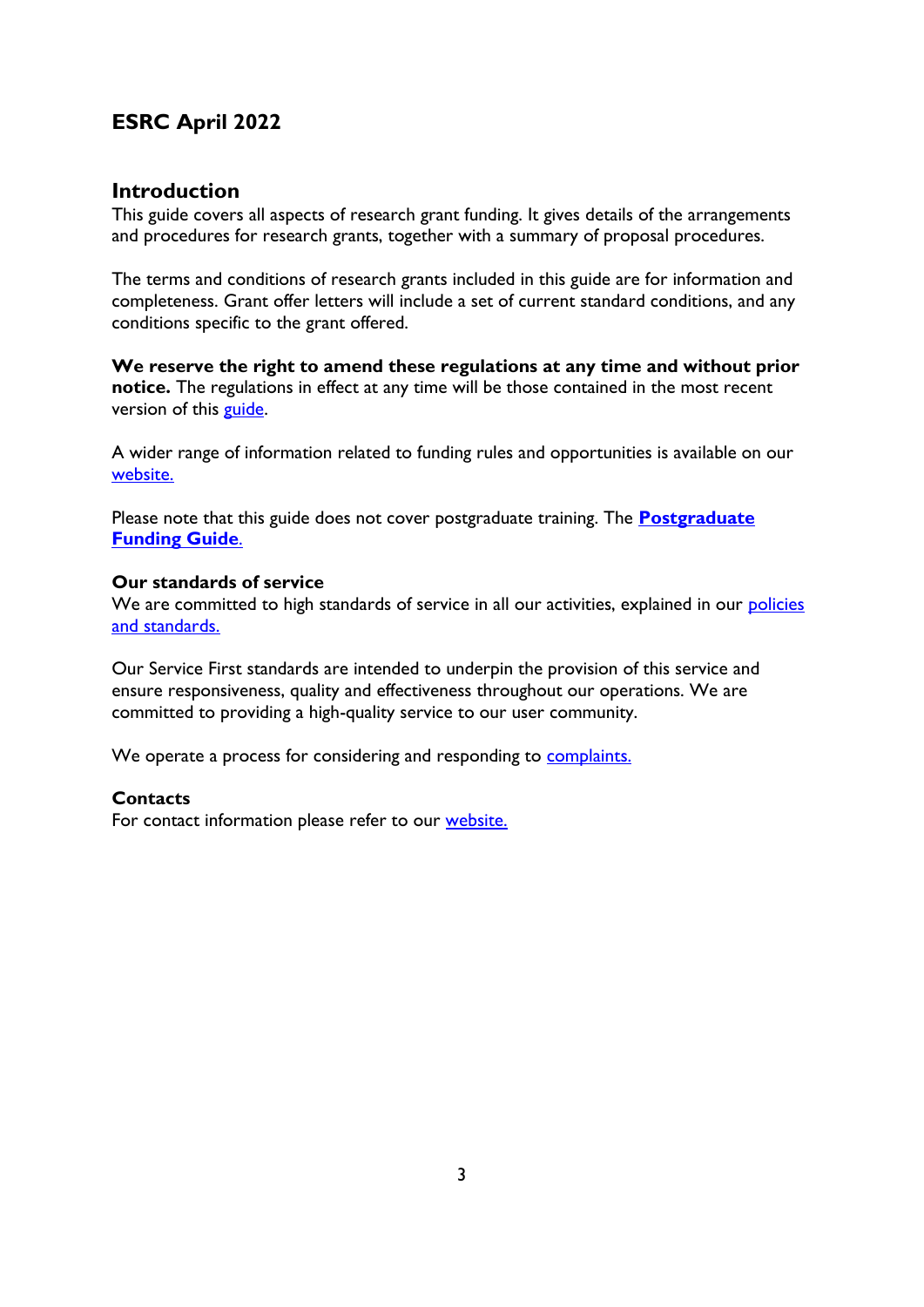## ESRC April 2022

### Introduction

This guide covers all aspects of research grant funding. It gives details of the arrangements and procedures for research grants, together with a summary of proposal procedures.

The terms and conditions of research grants included in this guide are for information and completeness. Grant offer letters will include a set of current standard conditions, and any conditions specific to the grant offered.

**We reserve the right to amend these regulations at any time and without prior notice.** The regulations in effect at any time will be those contained in the most recent version of this guide.

A wider range of information related to funding rules and opportunities is available on our website.

Please note that this guide does not cover postgraduate training. The **Postgraduate Funding Guide**.

#### Our standards of service

We are committed to high standards of service in all our activities, explained in our policies and standards.

Our Service First standards are intended to underpin the provision of this service and ensure responsiveness, quality and effectiveness throughout our operations. We are committed to providing a high-quality service to our user community.

We operate a process for considering and responding to complaints.

#### Contacts

For contact information please refer to our website.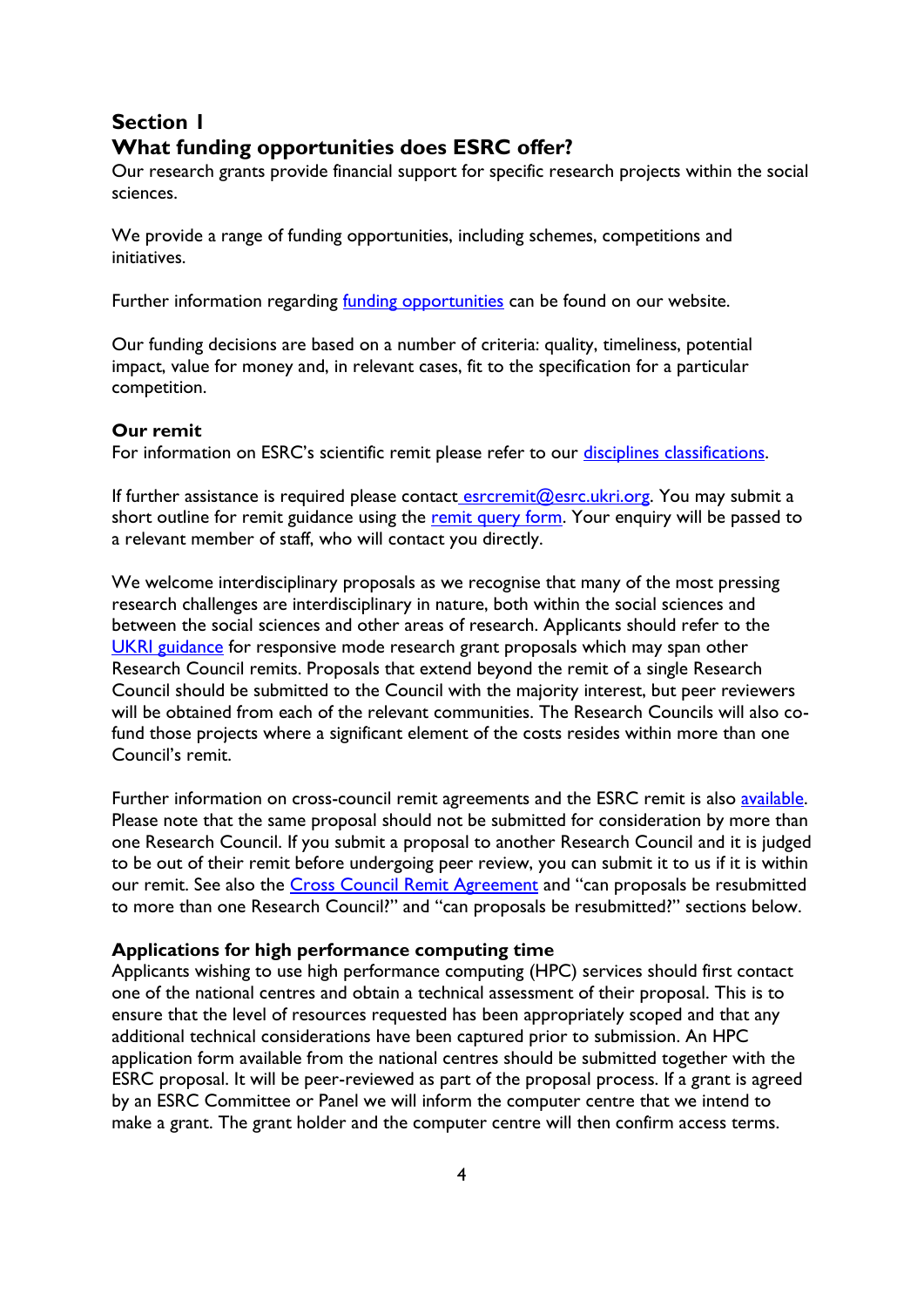## Section 1

## What funding opportunities does ESRC offer?

Our research grants provide financial support for specific research projects within the social sciences.

We provide a range of funding opportunities, including schemes, competitions and initiatives.

Further information regarding funding opportunities can be found on our website.

Our funding decisions are based on a number of criteria: quality, timeliness, potential impact, value for money and, in relevant cases, fit to the specification for a particular competition.

### Our remit

For information on ESRC's scientific remit please refer to our disciplines classifications.

If further assistance is required please contact esrcremit@esrc.ukri.org. You may submit a short outline for remit guidance using the remit query form. Your enquiry will be passed to a relevant member of staff, who will contact you directly.

We welcome interdisciplinary proposals as we recognise that many of the most pressing research challenges are interdisciplinary in nature, both within the social sciences and between the social sciences and other areas of research. Applicants should refer to the UKRI guidance for responsive mode research grant proposals which may span other Research Council remits. Proposals that extend beyond the remit of a single Research Council should be submitted to the Council with the majority interest, but peer reviewers will be obtained from each of the relevant communities. The Research Councils will also co-fund those projects where a significant element of the costs resides within more than one Council's remit.

Further information on cross-council remit agreements and the ESRC remit is also available. Please note that the same proposal should not be submitted for consideration by more than one Research Council. If you submit a proposal to another Research Council and it is judged to be out of their remit before undergoing peer review, you can submit it to us if it is within our remit. See also the Cross Council Remit Agreement and "can proposals be resubmitted to more than one Research Council?" and "can proposals be resubmitted?" sections below.

### Applications for high performance computing time

Applicants wishing to use high performance computing (HPC) services should first contact one of the national centres and obtain a technical assessment of their proposal. This is to ensure that the level of resources requested has been appropriately scoped and that any additional technical considerations have been captured prior to submission. An HPC application form available from the national centres should be submitted together with the ESRC proposal. It will be peer-reviewed as part of the proposal process. If a grant is agreed by an ESRC Committee or Panel we will inform the computer centre that we intend to make a grant. The grant holder and the computer centre will then confirm access terms.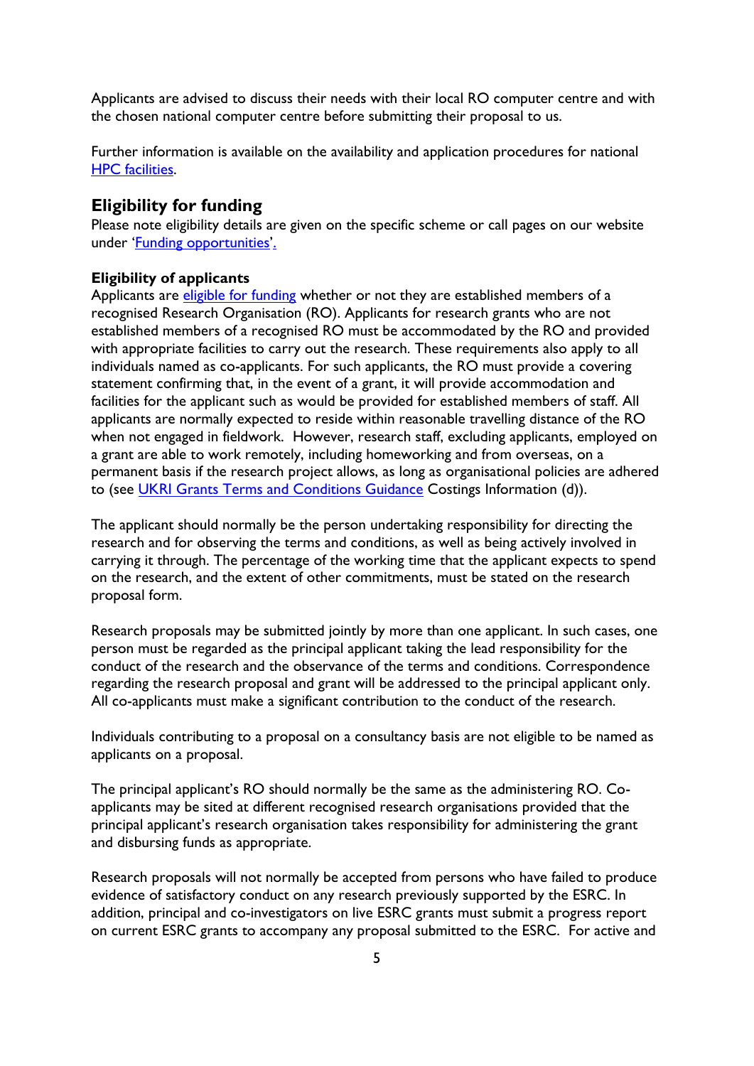Applicants are advised to discuss their needs with their local RO computer centre and with the chosen national computer centre before submitting their proposal to us.

Further information is available on the availability and application procedures for national [HPC facilities](#).

## Eligibility for funding

Please note eligibility details are given on the specific scheme or call pages on our website under '[Funding opportunities](#)'.

### Eligibility of applicants

Applicants are [eligible for funding](#) whether or not they are established members of a recognised Research Organisation (RO). Applicants for research grants who are not established members of a recognised RO must be accommodated by the RO and provided with appropriate facilities to carry out the research. These requirements also apply to all individuals named as co-applicants. For such applicants, the RO must provide a covering statement confirming that, in the event of a grant, it will provide accommodation and facilities for the applicant such as would be provided for established members of staff. All applicants are normally expected to reside within reasonable travelling distance of the RO when not engaged in fieldwork. However, research staff, excluding applicants, employed on a grant are able to work remotely, including homeworking and from overseas, on a permanent basis if the research project allows, as long as organisational policies are adhered to (see [UKRI Grants Terms and Conditions Guidance](#) Costings Information (d)).

The applicant should normally be the person undertaking responsibility for directing the research and for observing the terms and conditions, as well as being actively involved in carrying it through. The percentage of the working time that the applicant expects to spend on the research, and the extent of other commitments, must be stated on the research proposal form.

Research proposals may be submitted jointly by more than one applicant. In such cases, one person must be regarded as the principal applicant taking the lead responsibility for the conduct of the research and the observance of the terms and conditions. Correspondence regarding the research proposal and grant will be addressed to the principal applicant only. All co-applicants must make a significant contribution to the conduct of the research.

Individuals contributing to a proposal on a consultancy basis are not eligible to be named as applicants on a proposal.

The principal applicant's RO should normally be the same as the administering RO. Co-applicants may be sited at different recognised research organisations provided that the principal applicant's research organisation takes responsibility for administering the grant and disbursing funds as appropriate.

Research proposals will not normally be accepted from persons who have failed to produce evidence of satisfactory conduct on any research previously supported by the ESRC. In addition, principal and co-investigators on live ESRC grants must submit a progress report on current ESRC grants to accompany any proposal submitted to the ESRC. For active and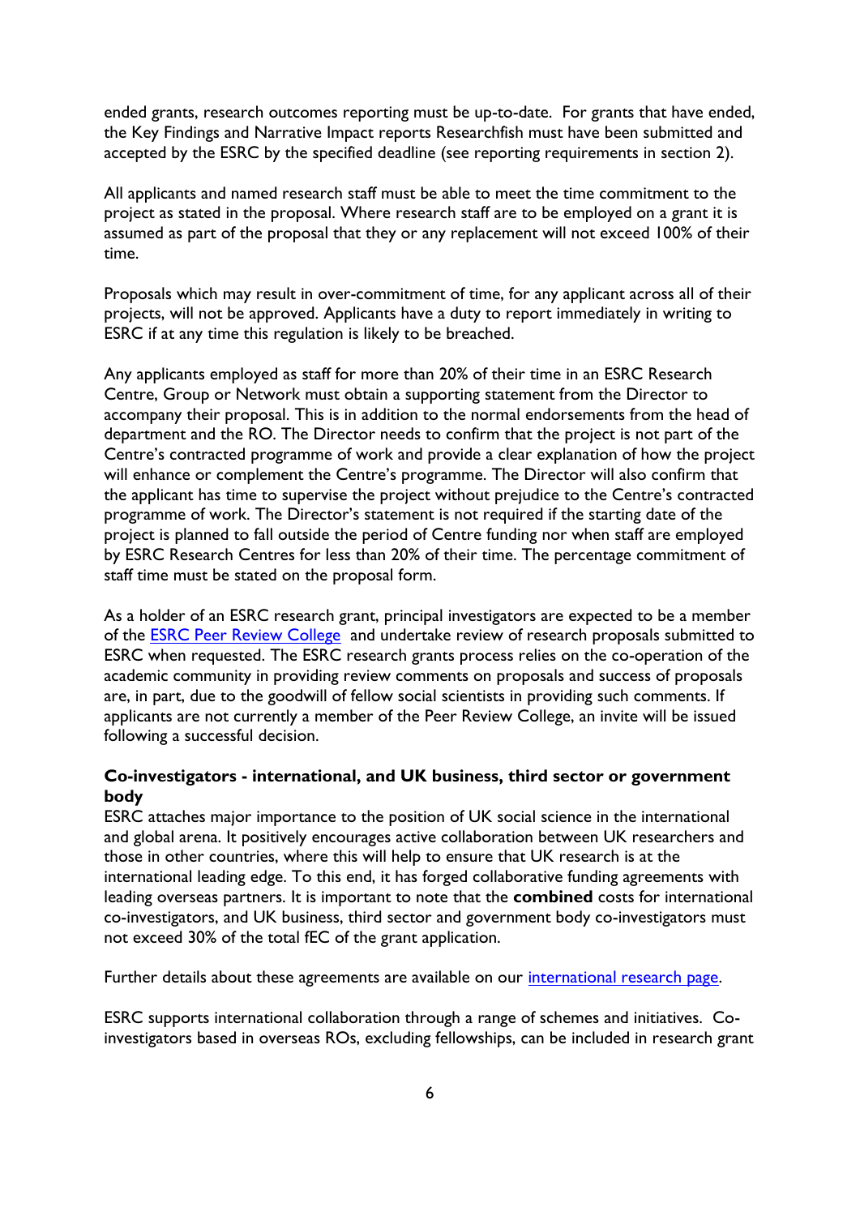ended grants, research outcomes reporting must be up-to-date. For grants that have ended, the Key Findings and Narrative Impact reports Researchfish must have been submitted and accepted by the ESRC by the specified deadline (see reporting requirements in section 2).

All applicants and named research staff must be able to meet the time commitment to the project as stated in the proposal. Where research staff are to be employed on a grant it is assumed as part of the proposal that they or any replacement will not exceed 100% of their time.

Proposals which may result in over-commitment of time, for any applicant across all of their projects, will not be approved. Applicants have a duty to report immediately in writing to ESRC if at any time this regulation is likely to be breached.

Any applicants employed as staff for more than 20% of their time in an ESRC Research Centre, Group or Network must obtain a supporting statement from the Director to accompany their proposal. This is in addition to the normal endorsements from the head of department and the RO. The Director needs to confirm that the project is not part of the Centre's contracted programme of work and provide a clear explanation of how the project will enhance or complement the Centre's programme. The Director will also confirm that the applicant has time to supervise the project without prejudice to the Centre's contracted programme of work. The Director's statement is not required if the starting date of the project is planned to fall outside the period of Centre funding nor when staff are employed by ESRC Research Centres for less than 20% of their time. The percentage commitment of staff time must be stated on the proposal form.

As a holder of an ESRC research grant, principal investigators are expected to be a member of the [ESRC Peer Review College](#) and undertake review of research proposals submitted to ESRC when requested. The ESRC research grants process relies on the co-operation of the academic community in providing review comments on proposals and success of proposals are, in part, due to the goodwill of fellow social scientists in providing such comments. If applicants are not currently a member of the Peer Review College, an invite will be issued following a successful decision.

**Co-investigators - international, and UK business, third sector or government body**

ESRC attaches major importance to the position of UK social science in the international and global arena. It positively encourages active collaboration between UK researchers and those in other countries, where this will help to ensure that UK research is at the international leading edge. To this end, it has forged collaborative funding agreements with leading overseas partners. It is important to note that the **combined** costs for international co-investigators, and UK business, third sector and government body co-investigators must not exceed 30% of the total fEC of the grant application.

Further details about these agreements are available on our [international research page](#).

ESRC supports international collaboration through a range of schemes and initiatives. Co-investigators based in overseas ROs, excluding fellowships, can be included in research grant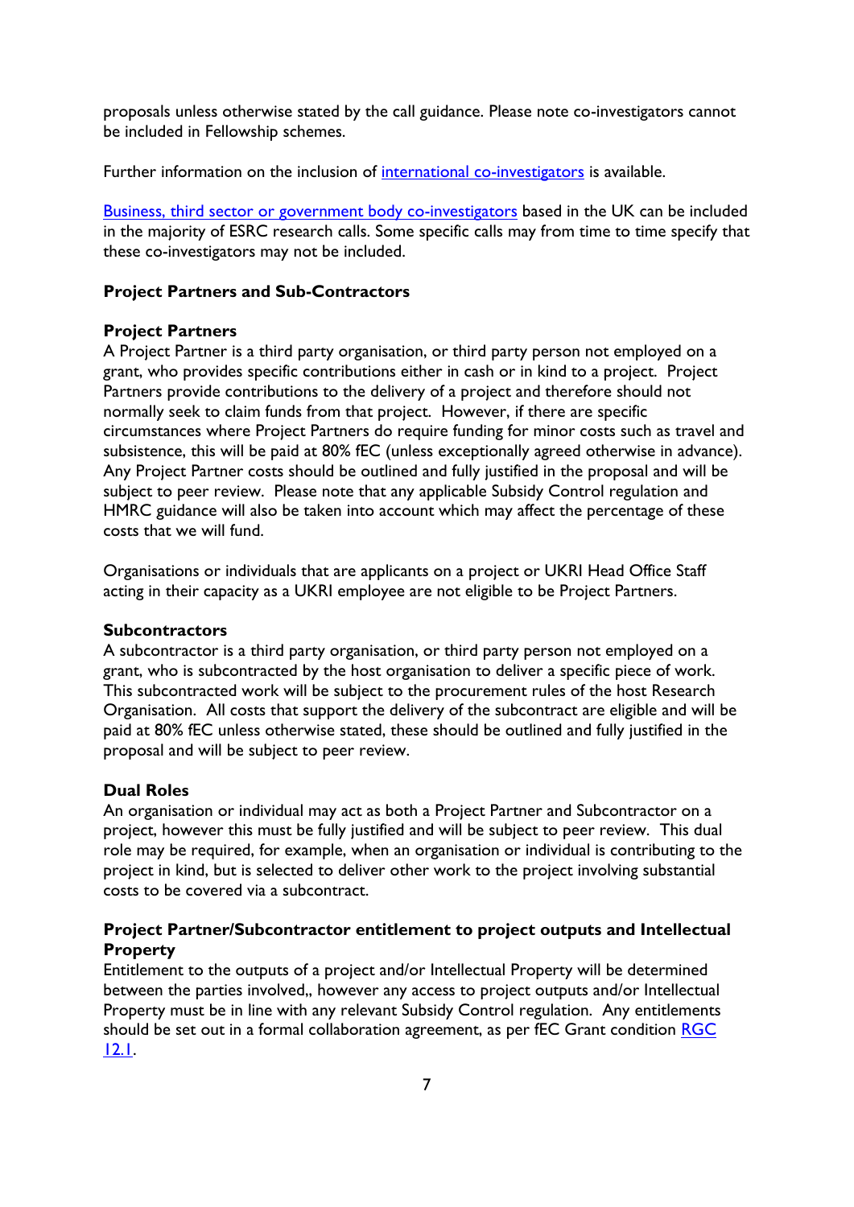proposals unless otherwise stated by the call guidance. Please note co-investigators cannot be included in Fellowship schemes.

Further information on the inclusion of [international co-investigators]() is available.

[Business, third sector or government body co-investigators]() based in the UK can be included in the majority of ESRC research calls. Some specific calls may from time to time specify that these co-investigators may not be included.

## Project Partners and Sub-Contractors

### Project Partners

A Project Partner is a third party organisation, or third party person not employed on a grant, who provides specific contributions either in cash or in kind to a project. Project Partners provide contributions to the delivery of a project and therefore should not normally seek to claim funds from that project. However, if there are specific circumstances where Project Partners do require funding for minor costs such as travel and subsistence, this will be paid at 80% fEC (unless exceptionally agreed otherwise in advance). Any Project Partner costs should be outlined and fully justified in the proposal and will be subject to peer review. Please note that any applicable Subsidy Control regulation and HMRC guidance will also be taken into account which may affect the percentage of these costs that we will fund.

Organisations or individuals that are applicants on a project or UKRI Head Office Staff acting in their capacity as a UKRI employee are not eligible to be Project Partners.

### Subcontractors

A subcontractor is a third party organisation, or third party person not employed on a grant, who is subcontracted by the host organisation to deliver a specific piece of work. This subcontracted work will be subject to the procurement rules of the host Research Organisation. All costs that support the delivery of the subcontract are eligible and will be paid at 80% fEC unless otherwise stated, these should be outlined and fully justified in the proposal and will be subject to peer review.

### Dual Roles

An organisation or individual may act as both a Project Partner and Subcontractor on a project, however this must be fully justified and will be subject to peer review. This dual role may be required, for example, when an organisation or individual is contributing to the project in kind, but is selected to deliver other work to the project involving substantial costs to be covered via a subcontract.

### Project Partner/Subcontractor entitlement to project outputs and Intellectual Property

Entitlement to the outputs of a project and/or Intellectual Property will be determined between the parties involved,, however any access to project outputs and/or Intellectual Property must be in line with any relevant Subsidy Control regulation. Any entitlements should be set out in a formal collaboration agreement, as per fEC Grant condition [RGC 12.1]().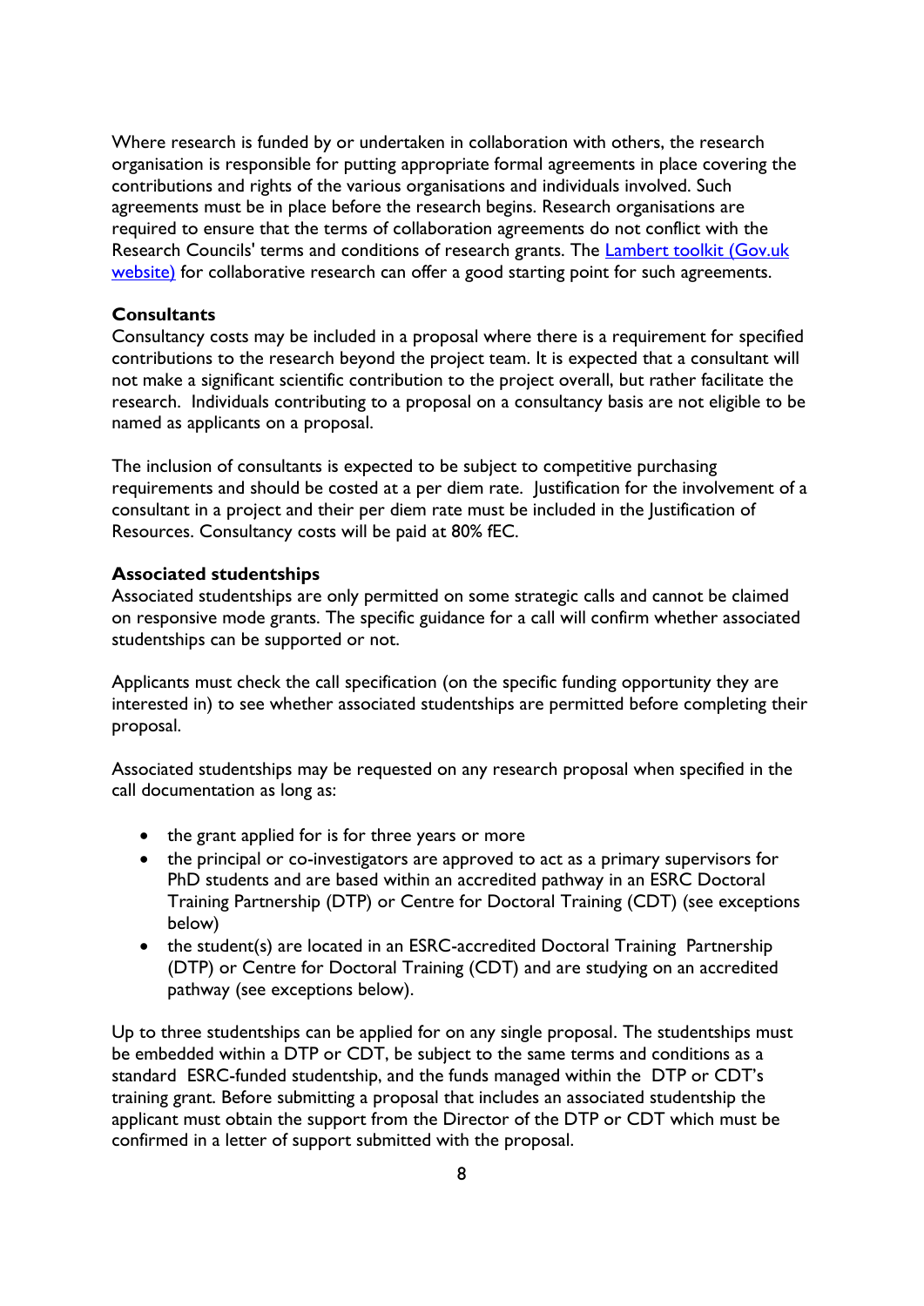Where research is funded by or undertaken in collaboration with others, the research organisation is responsible for putting appropriate formal agreements in place covering the contributions and rights of the various organisations and individuals involved. Such agreements must be in place before the research begins. Research organisations are required to ensure that the terms of collaboration agreements do not conflict with the Research Councils' terms and conditions of research grants. The [Lambert toolkit (Gov.uk website)] for collaborative research can offer a good starting point for such agreements.

**Consultants**

Consultancy costs may be included in a proposal where there is a requirement for specified contributions to the research beyond the project team. It is expected that a consultant will not make a significant scientific contribution to the project overall, but rather facilitate the research. Individuals contributing to a proposal on a consultancy basis are not eligible to be named as applicants on a proposal.

The inclusion of consultants is expected to be subject to competitive purchasing requirements and should be costed at a per diem rate. Justification for the involvement of a consultant in a project and their per diem rate must be included in the Justification of Resources. Consultancy costs will be paid at 80% fEC.

**Associated studentships**

Associated studentships are only permitted on some strategic calls and cannot be claimed on responsive mode grants. The specific guidance for a call will confirm whether associated studentships can be supported or not.

Applicants must check the call specification (on the specific funding opportunity they are interested in) to see whether associated studentships are permitted before completing their proposal.

Associated studentships may be requested on any research proposal when specified in the call documentation as long as:

- the grant applied for is for three years or more
- the principal or co-investigators are approved to act as a primary supervisors for PhD students and are based within an accredited pathway in an ESRC Doctoral Training Partnership (DTP) or Centre for Doctoral Training (CDT) (see exceptions below)
- the student(s) are located in an ESRC-accredited Doctoral Training Partnership (DTP) or Centre for Doctoral Training (CDT) and are studying on an accredited pathway (see exceptions below).

Up to three studentships can be applied for on any single proposal. The studentships must be embedded within a DTP or CDT, be subject to the same terms and conditions as a standard ESRC-funded studentship, and the funds managed within the DTP or CDT's training grant. Before submitting a proposal that includes an associated studentship the applicant must obtain the support from the Director of the DTP or CDT which must be confirmed in a letter of support submitted with the proposal.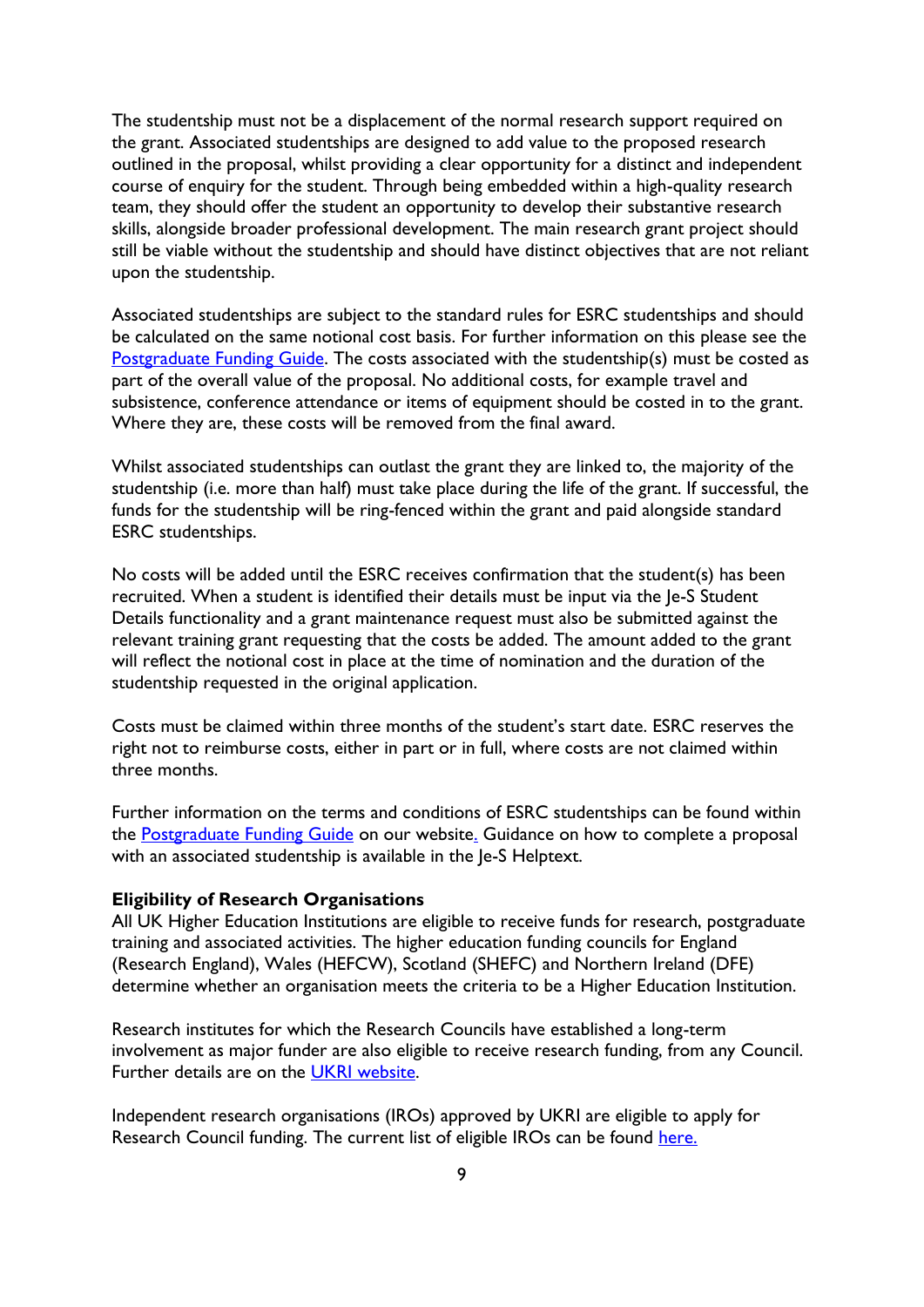The studentship must not be a displacement of the normal research support required on the grant. Associated studentships are designed to add value to the proposed research outlined in the proposal, whilst providing a clear opportunity for a distinct and independent course of enquiry for the student. Through being embedded within a high-quality research team, they should offer the student an opportunity to develop their substantive research skills, alongside broader professional development. The main research grant project should still be viable without the studentship and should have distinct objectives that are not reliant upon the studentship.

Associated studentships are subject to the standard rules for ESRC studentships and should be calculated on the same notional cost basis. For further information on this please see the Postgraduate Funding Guide. The costs associated with the studentship(s) must be costed as part of the overall value of the proposal. No additional costs, for example travel and subsistence, conference attendance or items of equipment should be costed in to the grant. Where they are, these costs will be removed from the final award.

Whilst associated studentships can outlast the grant they are linked to, the majority of the studentship (i.e. more than half) must take place during the life of the grant. If successful, the funds for the studentship will be ring-fenced within the grant and paid alongside standard ESRC studentships.

No costs will be added until the ESRC receives confirmation that the student(s) has been recruited. When a student is identified their details must be input via the Je-S Student Details functionality and a grant maintenance request must also be submitted against the relevant training grant requesting that the costs be added. The amount added to the grant will reflect the notional cost in place at the time of nomination and the duration of the studentship requested in the original application.

Costs must be claimed within three months of the student's start date. ESRC reserves the right not to reimburse costs, either in part or in full, where costs are not claimed within three months.

Further information on the terms and conditions of ESRC studentships can be found within the Postgraduate Funding Guide on our website. Guidance on how to complete a proposal with an associated studentship is available in the Je-S Helptext.

**Eligibility of Research Organisations**

All UK Higher Education Institutions are eligible to receive funds for research, postgraduate training and associated activities. The higher education funding councils for England (Research England), Wales (HEFCW), Scotland (SHEFC) and Northern Ireland (DFE) determine whether an organisation meets the criteria to be a Higher Education Institution.

Research institutes for which the Research Councils have established a long-term involvement as major funder are also eligible to receive research funding, from any Council. Further details are on the UKRI website.

Independent research organisations (IROs) approved by UKRI are eligible to apply for Research Council funding. The current list of eligible IROs can be found here.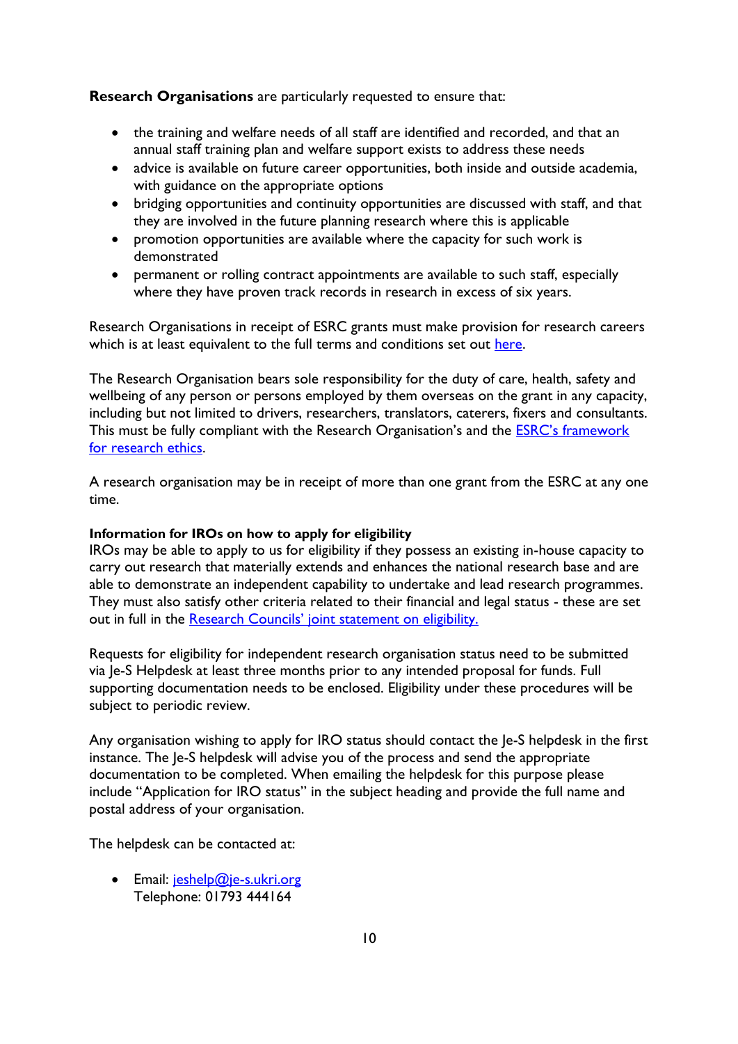**Research Organisations** are particularly requested to ensure that:

- the training and welfare needs of all staff are identified and recorded, and that an annual staff training plan and welfare support exists to address these needs
- advice is available on future career opportunities, both inside and outside academia, with guidance on the appropriate options
- bridging opportunities and continuity opportunities are discussed with staff, and that they are involved in the future planning research where this is applicable
- promotion opportunities are available where the capacity for such work is demonstrated
- permanent or rolling contract appointments are available to such staff, especially where they have proven track records in research in excess of six years.

Research Organisations in receipt of ESRC grants must make provision for research careers which is at least equivalent to the full terms and conditions set out here.

The Research Organisation bears sole responsibility for the duty of care, health, safety and wellbeing of any person or persons employed by them overseas on the grant in any capacity, including but not limited to drivers, researchers, translators, caterers, fixers and consultants. This must be fully compliant with the Research Organisation's and the ESRC's framework for research ethics.

A research organisation may be in receipt of more than one grant from the ESRC at any one time.

**Information for IROs on how to apply for eligibility**

IROs may be able to apply to us for eligibility if they possess an existing in-house capacity to carry out research that materially extends and enhances the national research base and are able to demonstrate an independent capability to undertake and lead research programmes. They must also satisfy other criteria related to their financial and legal status - these are set out in full in the Research Councils' joint statement on eligibility.

Requests for eligibility for independent research organisation status need to be submitted via Je-S Helpdesk at least three months prior to any intended proposal for funds. Full supporting documentation needs to be enclosed. Eligibility under these procedures will be subject to periodic review.

Any organisation wishing to apply for IRO status should contact the Je-S helpdesk in the first instance. The Je-S helpdesk will advise you of the process and send the appropriate documentation to be completed. When emailing the helpdesk for this purpose please include "Application for IRO status" in the subject heading and provide the full name and postal address of your organisation.

The helpdesk can be contacted at:

- Email: jeshelp@je-s.ukri.org
  Telephone: 01793 444164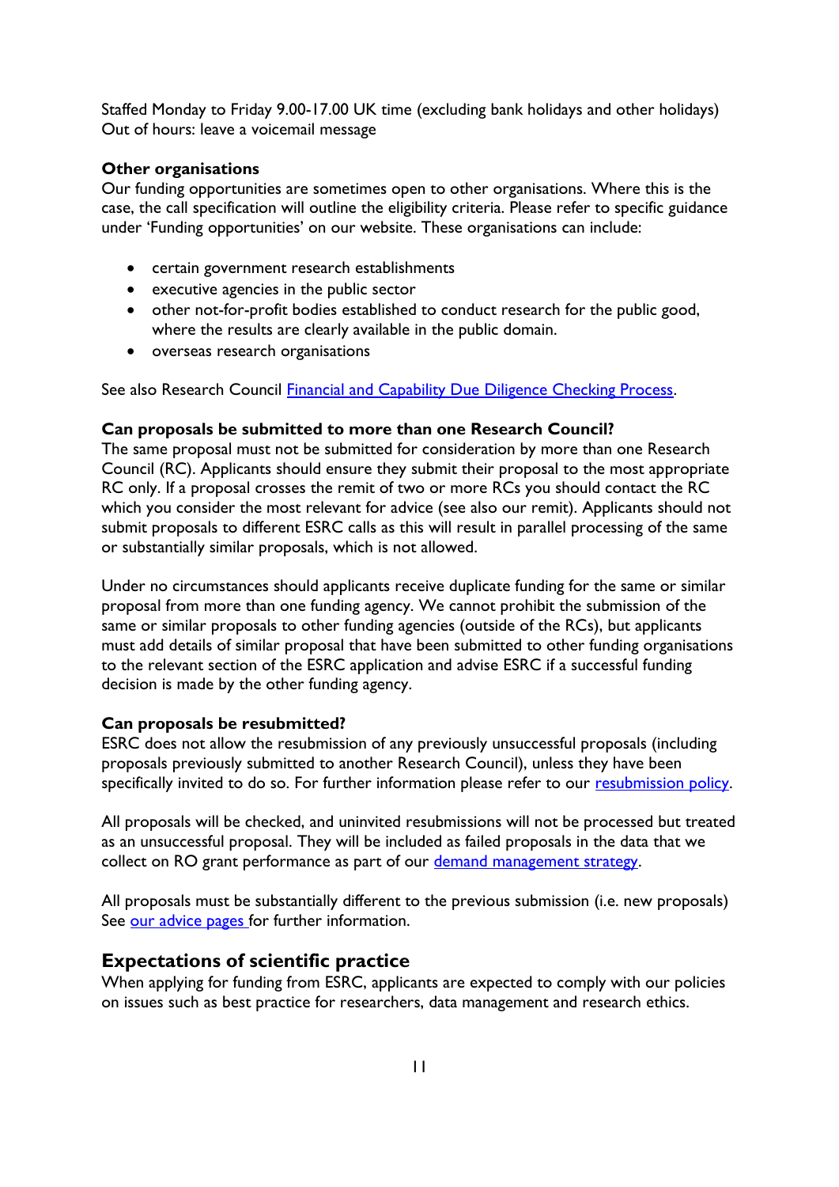Staffed Monday to Friday 9.00-17.00 UK time (excluding bank holidays and other holidays)
Out of hours: leave a voicemail message

**Other organisations**
Our funding opportunities are sometimes open to other organisations. Where this is the case, the call specification will outline the eligibility criteria. Please refer to specific guidance under 'Funding opportunities' on our website. These organisations can include:

- certain government research establishments
- executive agencies in the public sector
- other not-for-profit bodies established to conduct research for the public good, where the results are clearly available in the public domain.
- overseas research organisations

See also Research Council [Financial and Capability Due Diligence Checking Process](#).

**Can proposals be submitted to more than one Research Council?**
The same proposal must not be submitted for consideration by more than one Research Council (RC). Applicants should ensure they submit their proposal to the most appropriate RC only. If a proposal crosses the remit of two or more RCs you should contact the RC which you consider the most relevant for advice (see also our remit). Applicants should not submit proposals to different ESRC calls as this will result in parallel processing of the same or substantially similar proposals, which is not allowed.

Under no circumstances should applicants receive duplicate funding for the same or similar proposal from more than one funding agency. We cannot prohibit the submission of the same or similar proposals to other funding agencies (outside of the RCs), but applicants must add details of similar proposal that have been submitted to other funding organisations to the relevant section of the ESRC application and advise ESRC if a successful funding decision is made by the other funding agency.

**Can proposals be resubmitted?**
ESRC does not allow the resubmission of any previously unsuccessful proposals (including proposals previously submitted to another Research Council), unless they have been specifically invited to do so. For further information please refer to our [resubmission policy](#).

All proposals will be checked, and uninvited resubmissions will not be processed but treated as an unsuccessful proposal. They will be included as failed proposals in the data that we collect on RO grant performance as part of our [demand management strategy](#).

All proposals must be substantially different to the previous submission (i.e. new proposals) See [our advice pages](#) for further information.

## Expectations of scientific practice

When applying for funding from ESRC, applicants are expected to comply with our policies on issues such as best practice for researchers, data management and research ethics.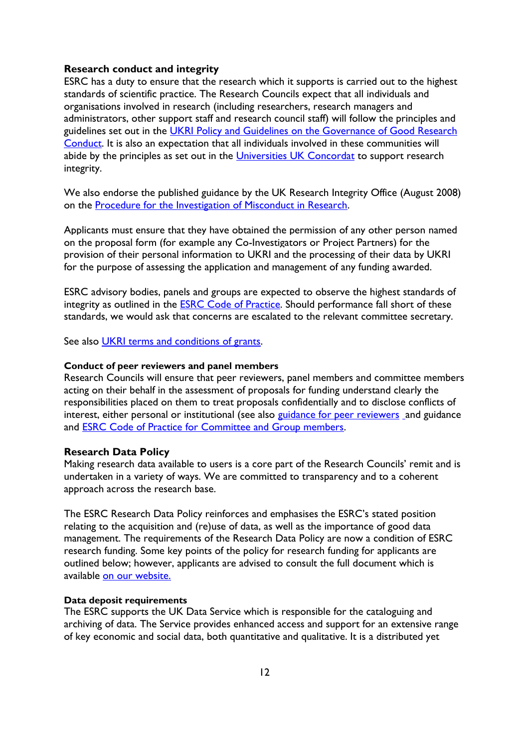### Research conduct and integrity

ESRC has a duty to ensure that the research which it supports is carried out to the highest standards of scientific practice. The Research Councils expect that all individuals and organisations involved in research (including researchers, research managers and administrators, other support staff and research council staff) will follow the principles and guidelines set out in the UKRI Policy and Guidelines on the Governance of Good Research Conduct. It is also an expectation that all individuals involved in these communities will abide by the principles as set out in the Universities UK Concordat to support research integrity.

We also endorse the published guidance by the UK Research Integrity Office (August 2008) on the Procedure for the Investigation of Misconduct in Research.

Applicants must ensure that they have obtained the permission of any other person named on the proposal form (for example any Co-Investigators or Project Partners) for the provision of their personal information to UKRI and the processing of their data by UKRI for the purpose of assessing the application and management of any funding awarded.

ESRC advisory bodies, panels and groups are expected to observe the highest standards of integrity as outlined in the ESRC Code of Practice. Should performance fall short of these standards, we would ask that concerns are escalated to the relevant committee secretary.

See also UKRI terms and conditions of grants.

#### Conduct of peer reviewers and panel members

Research Councils will ensure that peer reviewers, panel members and committee members acting on their behalf in the assessment of proposals for funding understand clearly the responsibilities placed on them to treat proposals confidentially and to disclose conflicts of interest, either personal or institutional (see also guidance for peer reviewers and guidance and ESRC Code of Practice for Committee and Group members.

### Research Data Policy

Making research data available to users is a core part of the Research Councils' remit and is undertaken in a variety of ways. We are committed to transparency and to a coherent approach across the research base.

The ESRC Research Data Policy reinforces and emphasises the ESRC's stated position relating to the acquisition and (re)use of data, as well as the importance of good data management. The requirements of the Research Data Policy are now a condition of ESRC research funding. Some key points of the policy for research funding for applicants are outlined below; however, applicants are advised to consult the full document which is available on our website.

#### Data deposit requirements

The ESRC supports the UK Data Service which is responsible for the cataloguing and archiving of data. The Service provides enhanced access and support for an extensive range of key economic and social data, both quantitative and qualitative. It is a distributed yet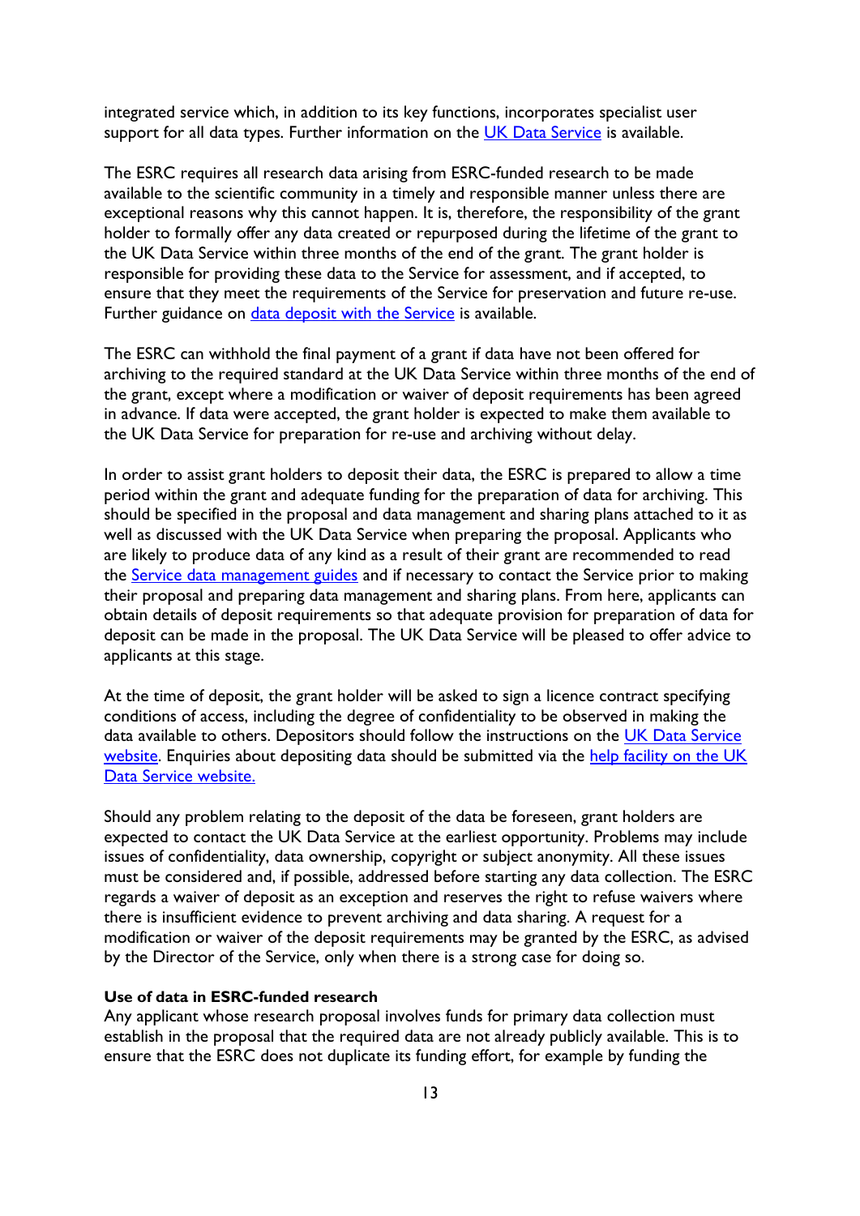integrated service which, in addition to its key functions, incorporates specialist user support for all data types. Further information on the UK Data Service is available.

The ESRC requires all research data arising from ESRC-funded research to be made available to the scientific community in a timely and responsible manner unless there are exceptional reasons why this cannot happen. It is, therefore, the responsibility of the grant holder to formally offer any data created or repurposed during the lifetime of the grant to the UK Data Service within three months of the end of the grant. The grant holder is responsible for providing these data to the Service for assessment, and if accepted, to ensure that they meet the requirements of the Service for preservation and future re-use. Further guidance on data deposit with the Service is available.

The ESRC can withhold the final payment of a grant if data have not been offered for archiving to the required standard at the UK Data Service within three months of the end of the grant, except where a modification or waiver of deposit requirements has been agreed in advance. If data were accepted, the grant holder is expected to make them available to the UK Data Service for preparation for re-use and archiving without delay.

In order to assist grant holders to deposit their data, the ESRC is prepared to allow a time period within the grant and adequate funding for the preparation of data for archiving. This should be specified in the proposal and data management and sharing plans attached to it as well as discussed with the UK Data Service when preparing the proposal. Applicants who are likely to produce data of any kind as a result of their grant are recommended to read the Service data management guides and if necessary to contact the Service prior to making their proposal and preparing data management and sharing plans. From here, applicants can obtain details of deposit requirements so that adequate provision for preparation of data for deposit can be made in the proposal. The UK Data Service will be pleased to offer advice to applicants at this stage.

At the time of deposit, the grant holder will be asked to sign a licence contract specifying conditions of access, including the degree of confidentiality to be observed in making the data available to others. Depositors should follow the instructions on the UK Data Service website. Enquiries about depositing data should be submitted via the help facility on the UK Data Service website.

Should any problem relating to the deposit of the data be foreseen, grant holders are expected to contact the UK Data Service at the earliest opportunity. Problems may include issues of confidentiality, data ownership, copyright or subject anonymity. All these issues must be considered and, if possible, addressed before starting any data collection. The ESRC regards a waiver of deposit as an exception and reserves the right to refuse waivers where there is insufficient evidence to prevent archiving and data sharing. A request for a modification or waiver of the deposit requirements may be granted by the ESRC, as advised by the Director of the Service, only when there is a strong case for doing so.

**Use of data in ESRC-funded research**

Any applicant whose research proposal involves funds for primary data collection must establish in the proposal that the required data are not already publicly available. This is to ensure that the ESRC does not duplicate its funding effort, for example by funding the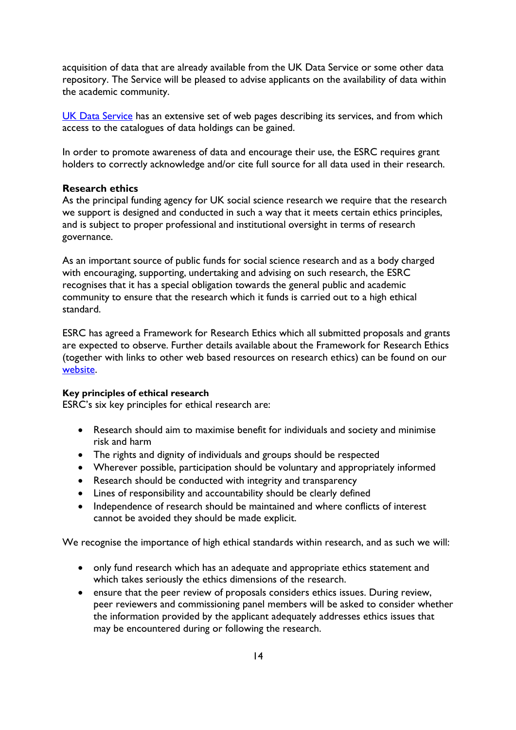acquisition of data that are already available from the UK Data Service or some other data repository. The Service will be pleased to advise applicants on the availability of data within the academic community.

UK Data Service has an extensive set of web pages describing its services, and from which access to the catalogues of data holdings can be gained.

In order to promote awareness of data and encourage their use, the ESRC requires grant holders to correctly acknowledge and/or cite full source for all data used in their research.

**Research ethics**

As the principal funding agency for UK social science research we require that the research we support is designed and conducted in such a way that it meets certain ethics principles, and is subject to proper professional and institutional oversight in terms of research governance.

As an important source of public funds for social science research and as a body charged with encouraging, supporting, undertaking and advising on such research, the ESRC recognises that it has a special obligation towards the general public and academic community to ensure that the research which it funds is carried out to a high ethical standard.

ESRC has agreed a Framework for Research Ethics which all submitted proposals and grants are expected to observe. Further details available about the Framework for Research Ethics (together with links to other web based resources on research ethics) can be found on our website.

**Key principles of ethical research**

ESRC's six key principles for ethical research are:

- Research should aim to maximise benefit for individuals and society and minimise risk and harm
- The rights and dignity of individuals and groups should be respected
- Wherever possible, participation should be voluntary and appropriately informed
- Research should be conducted with integrity and transparency
- Lines of responsibility and accountability should be clearly defined
- Independence of research should be maintained and where conflicts of interest cannot be avoided they should be made explicit.

We recognise the importance of high ethical standards within research, and as such we will:

- only fund research which has an adequate and appropriate ethics statement and which takes seriously the ethics dimensions of the research.
- ensure that the peer review of proposals considers ethics issues. During review, peer reviewers and commissioning panel members will be asked to consider whether the information provided by the applicant adequately addresses ethics issues that may be encountered during or following the research.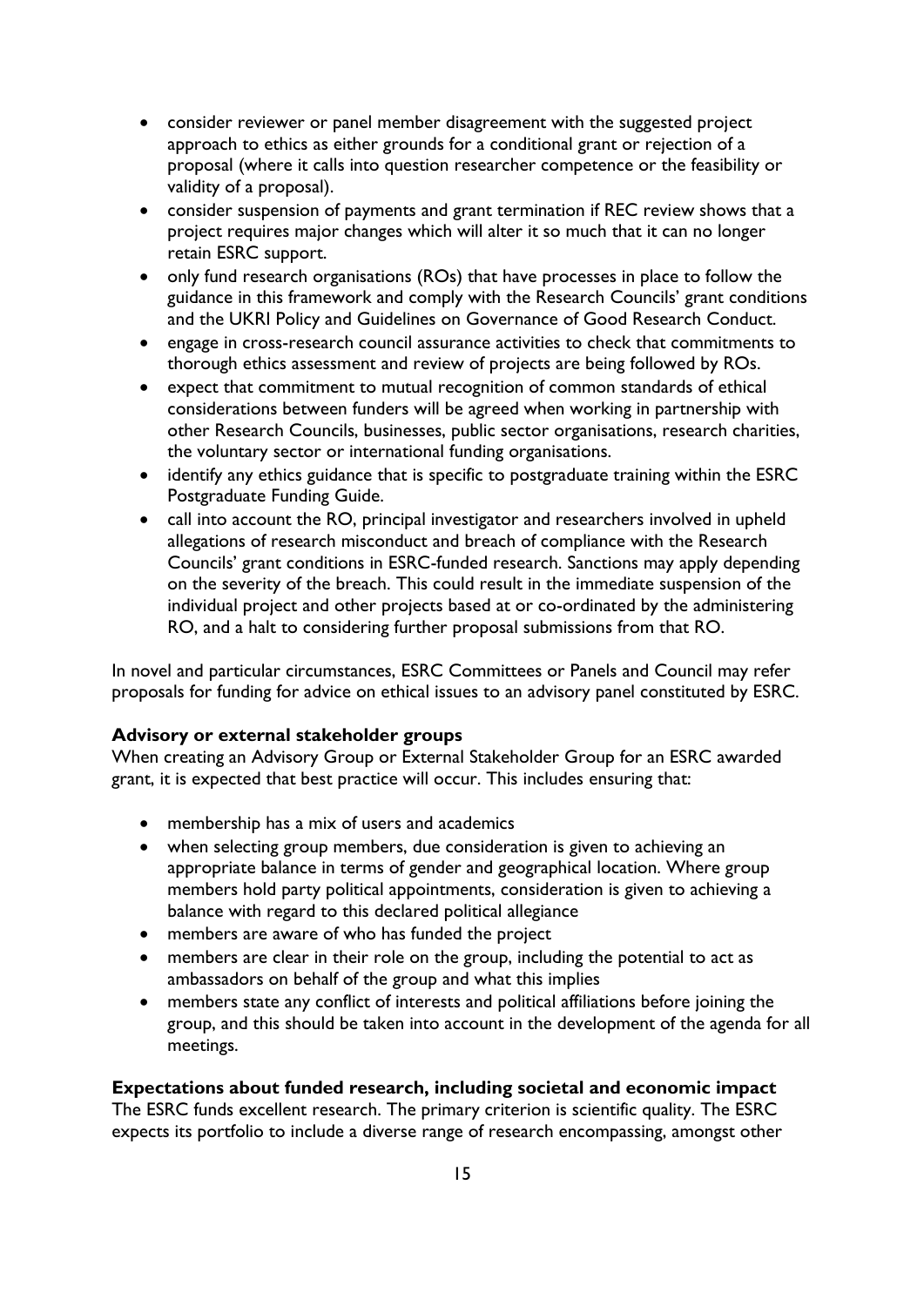- consider reviewer or panel member disagreement with the suggested project approach to ethics as either grounds for a conditional grant or rejection of a proposal (where it calls into question researcher competence or the feasibility or validity of a proposal).
- consider suspension of payments and grant termination if REC review shows that a project requires major changes which will alter it so much that it can no longer retain ESRC support.
- only fund research organisations (ROs) that have processes in place to follow the guidance in this framework and comply with the Research Councils' grant conditions and the UKRI Policy and Guidelines on Governance of Good Research Conduct.
- engage in cross-research council assurance activities to check that commitments to thorough ethics assessment and review of projects are being followed by ROs.
- expect that commitment to mutual recognition of common standards of ethical considerations between funders will be agreed when working in partnership with other Research Councils, businesses, public sector organisations, research charities, the voluntary sector or international funding organisations.
- identify any ethics guidance that is specific to postgraduate training within the ESRC Postgraduate Funding Guide.
- call into account the RO, principal investigator and researchers involved in upheld allegations of research misconduct and breach of compliance with the Research Councils' grant conditions in ESRC-funded research. Sanctions may apply depending on the severity of the breach. This could result in the immediate suspension of the individual project and other projects based at or co-ordinated by the administering RO, and a halt to considering further proposal submissions from that RO.

In novel and particular circumstances, ESRC Committees or Panels and Council may refer proposals for funding for advice on ethical issues to an advisory panel constituted by ESRC.

**Advisory or external stakeholder groups**

When creating an Advisory Group or External Stakeholder Group for an ESRC awarded grant, it is expected that best practice will occur. This includes ensuring that:

- membership has a mix of users and academics
- when selecting group members, due consideration is given to achieving an appropriate balance in terms of gender and geographical location. Where group members hold party political appointments, consideration is given to achieving a balance with regard to this declared political allegiance
- members are aware of who has funded the project
- members are clear in their role on the group, including the potential to act as ambassadors on behalf of the group and what this implies
- members state any conflict of interests and political affiliations before joining the group, and this should be taken into account in the development of the agenda for all meetings.

**Expectations about funded research, including societal and economic impact**

The ESRC funds excellent research. The primary criterion is scientific quality. The ESRC expects its portfolio to include a diverse range of research encompassing, amongst other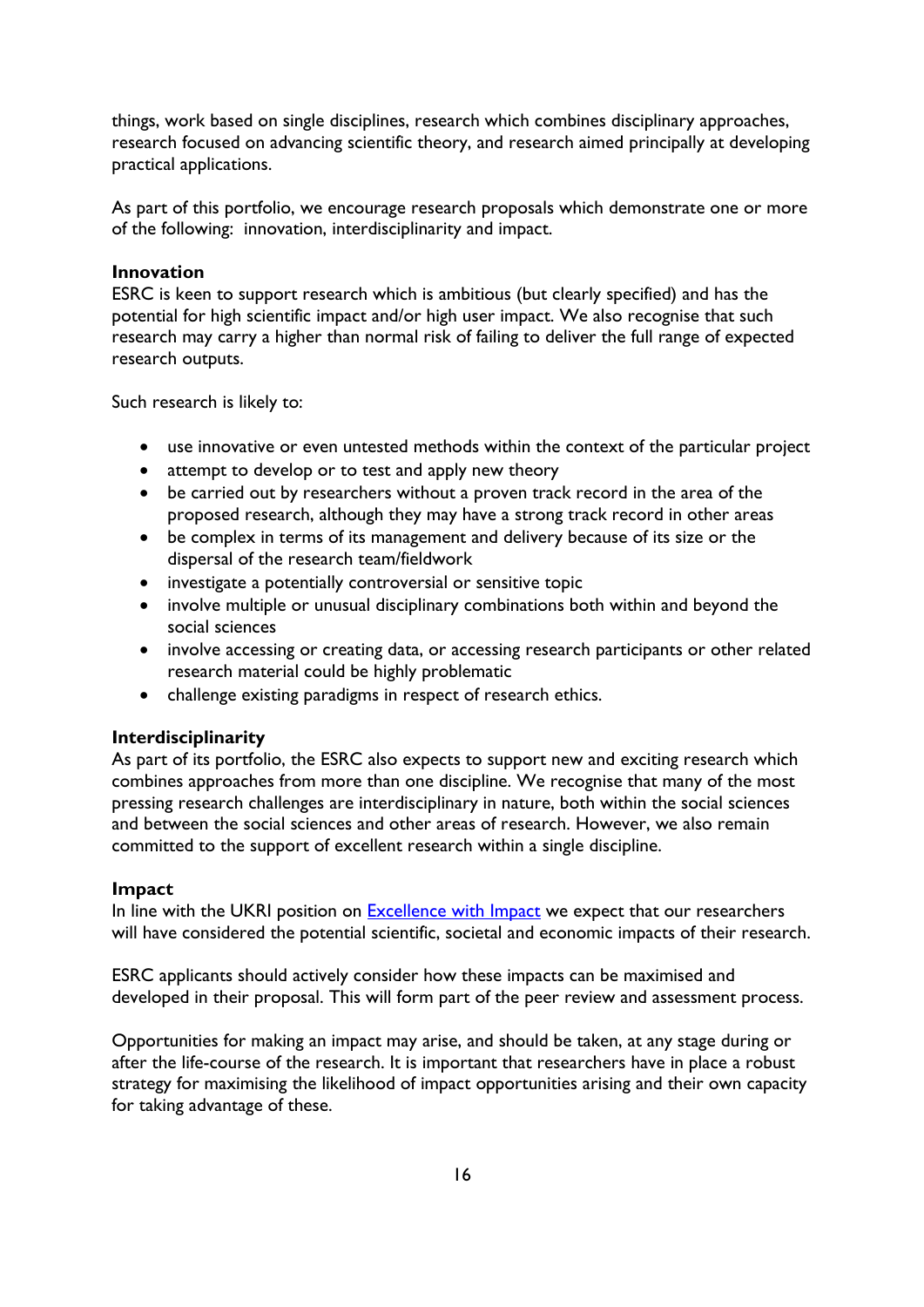things, work based on single disciplines, research which combines disciplinary approaches, research focused on advancing scientific theory, and research aimed principally at developing practical applications.

As part of this portfolio, we encourage research proposals which demonstrate one or more of the following: innovation, interdisciplinarity and impact.

**Innovation**
ESRC is keen to support research which is ambitious (but clearly specified) and has the potential for high scientific impact and/or high user impact. We also recognise that such research may carry a higher than normal risk of failing to deliver the full range of expected research outputs.

Such research is likely to:

- use innovative or even untested methods within the context of the particular project
- attempt to develop or to test and apply new theory
- be carried out by researchers without a proven track record in the area of the proposed research, although they may have a strong track record in other areas
- be complex in terms of its management and delivery because of its size or the dispersal of the research team/fieldwork
- investigate a potentially controversial or sensitive topic
- involve multiple or unusual disciplinary combinations both within and beyond the social sciences
- involve accessing or creating data, or accessing research participants or other related research material could be highly problematic
- challenge existing paradigms in respect of research ethics.

**Interdisciplinarity**
As part of its portfolio, the ESRC also expects to support new and exciting research which combines approaches from more than one discipline. We recognise that many of the most pressing research challenges are interdisciplinary in nature, both within the social sciences and between the social sciences and other areas of research. However, we also remain committed to the support of excellent research within a single discipline.

**Impact**
In line with the UKRI position on Excellence with Impact we expect that our researchers will have considered the potential scientific, societal and economic impacts of their research.

ESRC applicants should actively consider how these impacts can be maximised and developed in their proposal. This will form part of the peer review and assessment process.

Opportunities for making an impact may arise, and should be taken, at any stage during or after the life-course of the research. It is important that researchers have in place a robust strategy for maximising the likelihood of impact opportunities arising and their own capacity for taking advantage of these.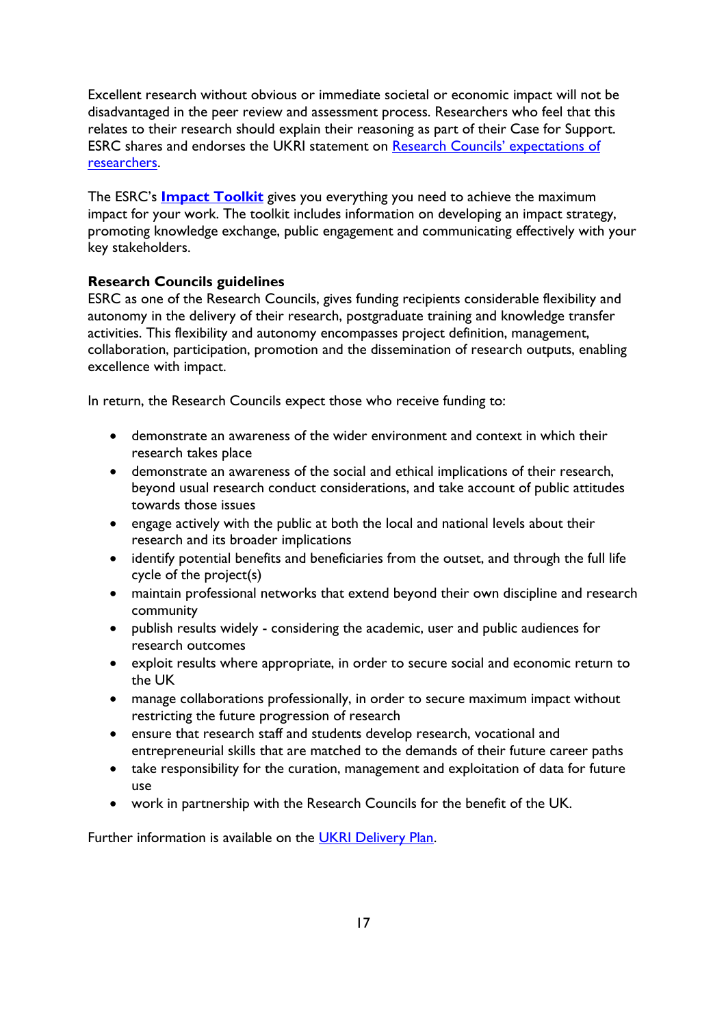Excellent research without obvious or immediate societal or economic impact will not be disadvantaged in the peer review and assessment process. Researchers who feel that this relates to their research should explain their reasoning as part of their Case for Support. ESRC shares and endorses the UKRI statement on [Research Councils' expectations of researchers]().

The ESRC's **[Impact Toolkit]()** gives you everything you need to achieve the maximum impact for your work. The toolkit includes information on developing an impact strategy, promoting knowledge exchange, public engagement and communicating effectively with your key stakeholders.

**Research Councils guidelines**

ESRC as one of the Research Councils, gives funding recipients considerable flexibility and autonomy in the delivery of their research, postgraduate training and knowledge transfer activities. This flexibility and autonomy encompasses project definition, management, collaboration, participation, promotion and the dissemination of research outputs, enabling excellence with impact.

In return, the Research Councils expect those who receive funding to:

- demonstrate an awareness of the wider environment and context in which their research takes place
- demonstrate an awareness of the social and ethical implications of their research, beyond usual research conduct considerations, and take account of public attitudes towards those issues
- engage actively with the public at both the local and national levels about their research and its broader implications
- identify potential benefits and beneficiaries from the outset, and through the full life cycle of the project(s)
- maintain professional networks that extend beyond their own discipline and research community
- publish results widely - considering the academic, user and public audiences for research outcomes
- exploit results where appropriate, in order to secure social and economic return to the UK
- manage collaborations professionally, in order to secure maximum impact without restricting the future progression of research
- ensure that research staff and students develop research, vocational and entrepreneurial skills that are matched to the demands of their future career paths
- take responsibility for the curation, management and exploitation of data for future use
- work in partnership with the Research Councils for the benefit of the UK.

Further information is available on the [UKRI Delivery Plan]().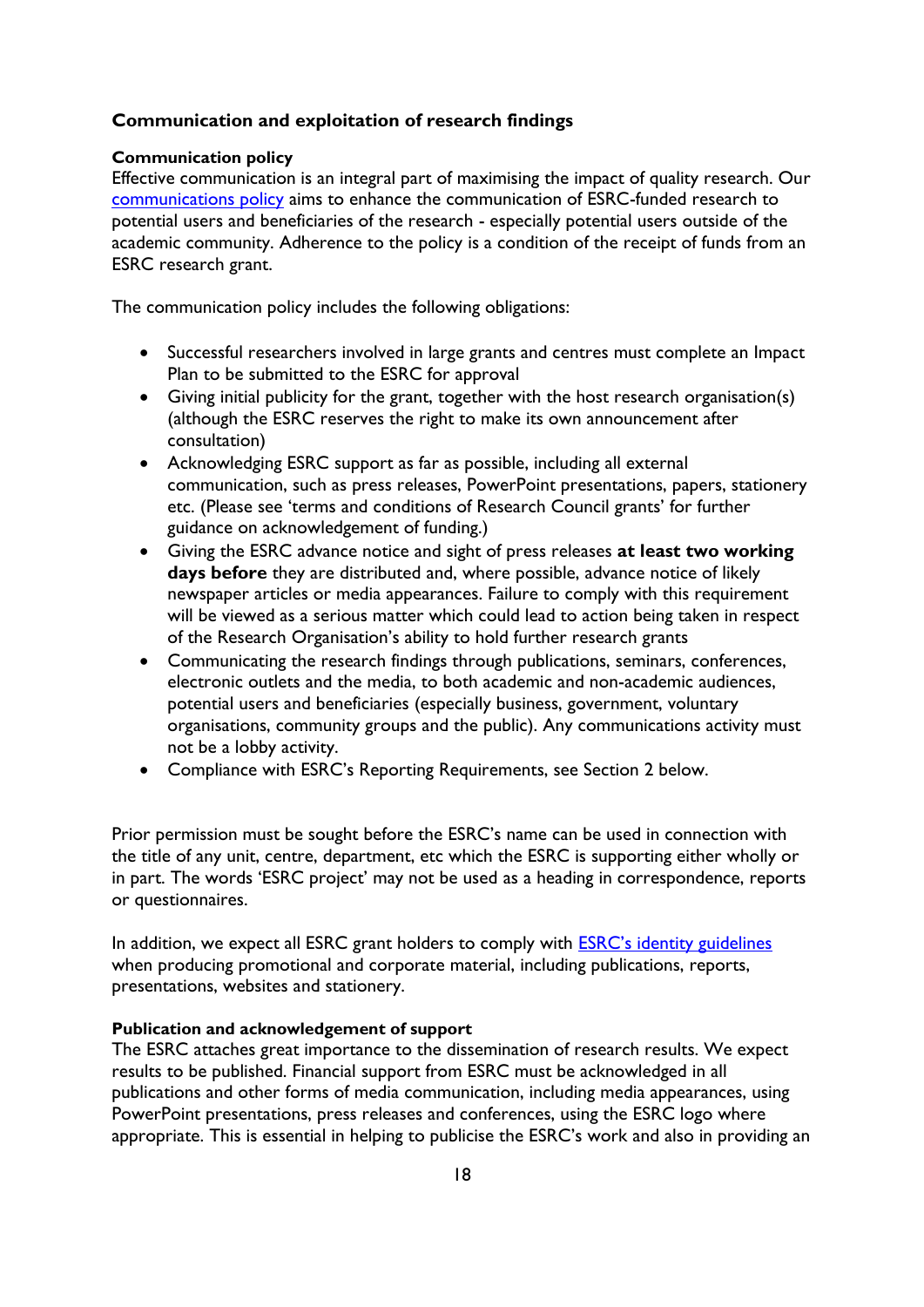## Communication and exploitation of research findings

### Communication policy

Effective communication is an integral part of maximising the impact of quality research. Our communications policy aims to enhance the communication of ESRC-funded research to potential users and beneficiaries of the research - especially potential users outside of the academic community. Adherence to the policy is a condition of the receipt of funds from an ESRC research grant.

The communication policy includes the following obligations:

- Successful researchers involved in large grants and centres must complete an Impact Plan to be submitted to the ESRC for approval
- Giving initial publicity for the grant, together with the host research organisation(s) (although the ESRC reserves the right to make its own announcement after consultation)
- Acknowledging ESRC support as far as possible, including all external communication, such as press releases, PowerPoint presentations, papers, stationery etc. (Please see 'terms and conditions of Research Council grants' for further guidance on acknowledgement of funding.)
- Giving the ESRC advance notice and sight of press releases **at least two working days before** they are distributed and, where possible, advance notice of likely newspaper articles or media appearances. Failure to comply with this requirement will be viewed as a serious matter which could lead to action being taken in respect of the Research Organisation's ability to hold further research grants
- Communicating the research findings through publications, seminars, conferences, electronic outlets and the media, to both academic and non-academic audiences, potential users and beneficiaries (especially business, government, voluntary organisations, community groups and the public). Any communications activity must not be a lobby activity.
- Compliance with ESRC's Reporting Requirements, see Section 2 below.

Prior permission must be sought before the ESRC's name can be used in connection with the title of any unit, centre, department, etc which the ESRC is supporting either wholly or in part. The words 'ESRC project' may not be used as a heading in correspondence, reports or questionnaires.

In addition, we expect all ESRC grant holders to comply with ESRC's identity guidelines when producing promotional and corporate material, including publications, reports, presentations, websites and stationery.

### Publication and acknowledgement of support

The ESRC attaches great importance to the dissemination of research results. We expect results to be published. Financial support from ESRC must be acknowledged in all publications and other forms of media communication, including media appearances, using PowerPoint presentations, press releases and conferences, using the ESRC logo where appropriate. This is essential in helping to publicise the ESRC's work and also in providing an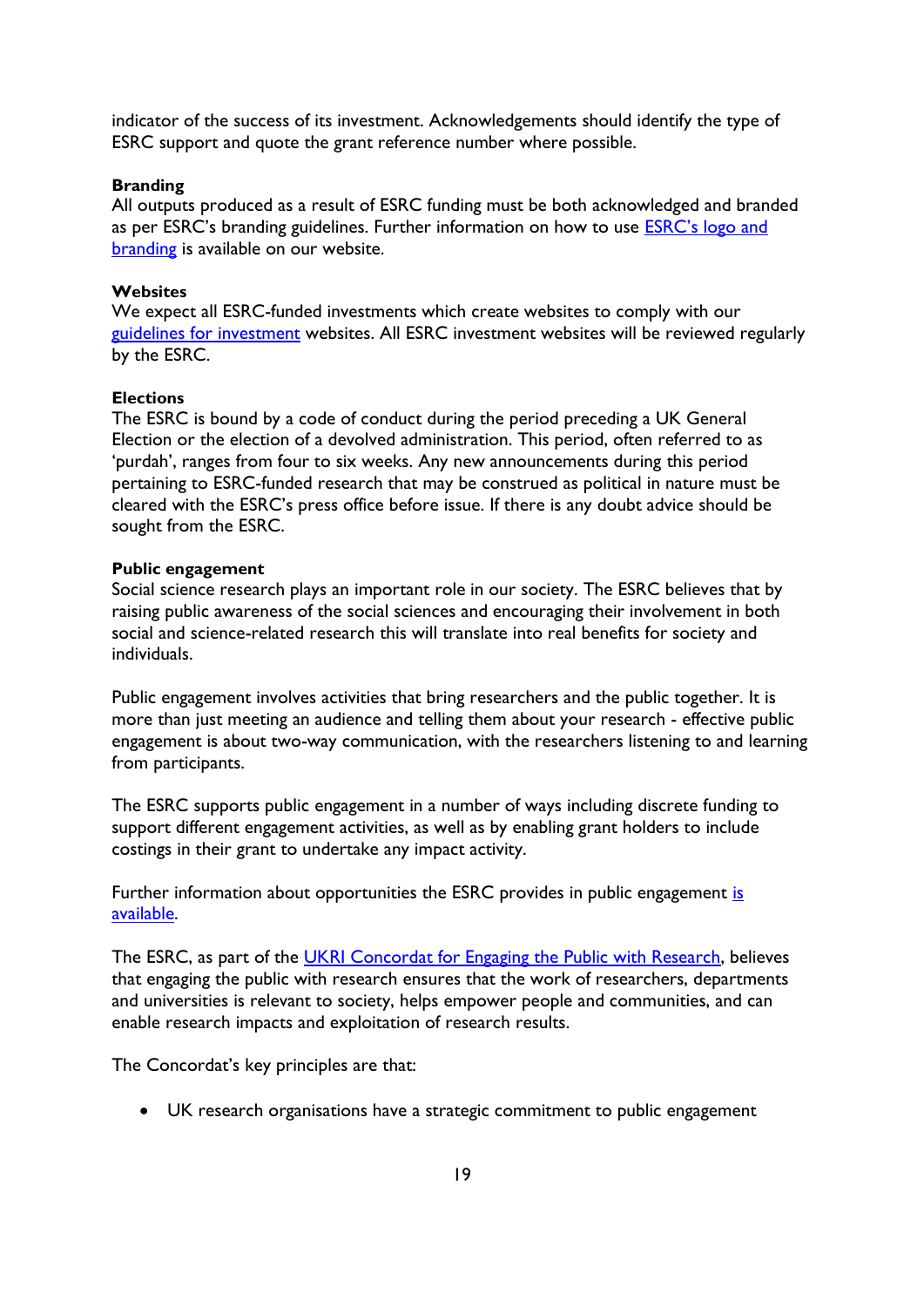indicator of the success of its investment. Acknowledgements should identify the type of ESRC support and quote the grant reference number where possible.

**Branding**
All outputs produced as a result of ESRC funding must be both acknowledged and branded as per ESRC's branding guidelines. Further information on how to use [ESRC's logo and branding]() is available on our website.

**Websites**
We expect all ESRC-funded investments which create websites to comply with our [guidelines for investment]() websites. All ESRC investment websites will be reviewed regularly by the ESRC.

**Elections**
The ESRC is bound by a code of conduct during the period preceding a UK General Election or the election of a devolved administration. This period, often referred to as 'purdah', ranges from four to six weeks. Any new announcements during this period pertaining to ESRC-funded research that may be construed as political in nature must be cleared with the ESRC's press office before issue. If there is any doubt advice should be sought from the ESRC.

**Public engagement**
Social science research plays an important role in our society. The ESRC believes that by raising public awareness of the social sciences and encouraging their involvement in both social and science-related research this will translate into real benefits for society and individuals.

Public engagement involves activities that bring researchers and the public together. It is more than just meeting an audience and telling them about your research - effective public engagement is about two-way communication, with the researchers listening to and learning from participants.

The ESRC supports public engagement in a number of ways including discrete funding to support different engagement activities, as well as by enabling grant holders to include costings in their grant to undertake any impact activity.

Further information about opportunities the ESRC provides in public engagement [is available]().

The ESRC, as part of the [UKRI Concordat for Engaging the Public with Research](), believes that engaging the public with research ensures that the work of researchers, departments and universities is relevant to society, helps empower people and communities, and can enable research impacts and exploitation of research results.

The Concordat's key principles are that:

- UK research organisations have a strategic commitment to public engagement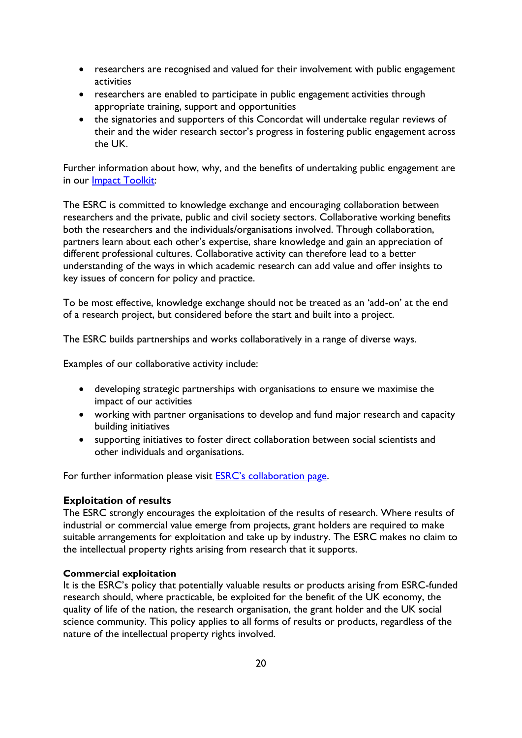- researchers are recognised and valued for their involvement with public engagement activities
- researchers are enabled to participate in public engagement activities through appropriate training, support and opportunities
- the signatories and supporters of this Concordat will undertake regular reviews of their and the wider research sector's progress in fostering public engagement across the UK.

Further information about how, why, and the benefits of undertaking public engagement are in our Impact Toolkit:

The ESRC is committed to knowledge exchange and encouraging collaboration between researchers and the private, public and civil society sectors. Collaborative working benefits both the researchers and the individuals/organisations involved. Through collaboration, partners learn about each other's expertise, share knowledge and gain an appreciation of different professional cultures. Collaborative activity can therefore lead to a better understanding of the ways in which academic research can add value and offer insights to key issues of concern for policy and practice.

To be most effective, knowledge exchange should not be treated as an 'add-on' at the end of a research project, but considered before the start and built into a project.

The ESRC builds partnerships and works collaboratively in a range of diverse ways.

Examples of our collaborative activity include:

- developing strategic partnerships with organisations to ensure we maximise the impact of our activities
- working with partner organisations to develop and fund major research and capacity building initiatives
- supporting initiatives to foster direct collaboration between social scientists and other individuals and organisations.

For further information please visit ESRC's collaboration page.

**Exploitation of results**

The ESRC strongly encourages the exploitation of the results of research. Where results of industrial or commercial value emerge from projects, grant holders are required to make suitable arrangements for exploitation and take up by industry. The ESRC makes no claim to the intellectual property rights arising from research that it supports.

**Commercial exploitation**

It is the ESRC's policy that potentially valuable results or products arising from ESRC-funded research should, where practicable, be exploited for the benefit of the UK economy, the quality of life of the nation, the research organisation, the grant holder and the UK social science community. This policy applies to all forms of results or products, regardless of the nature of the intellectual property rights involved.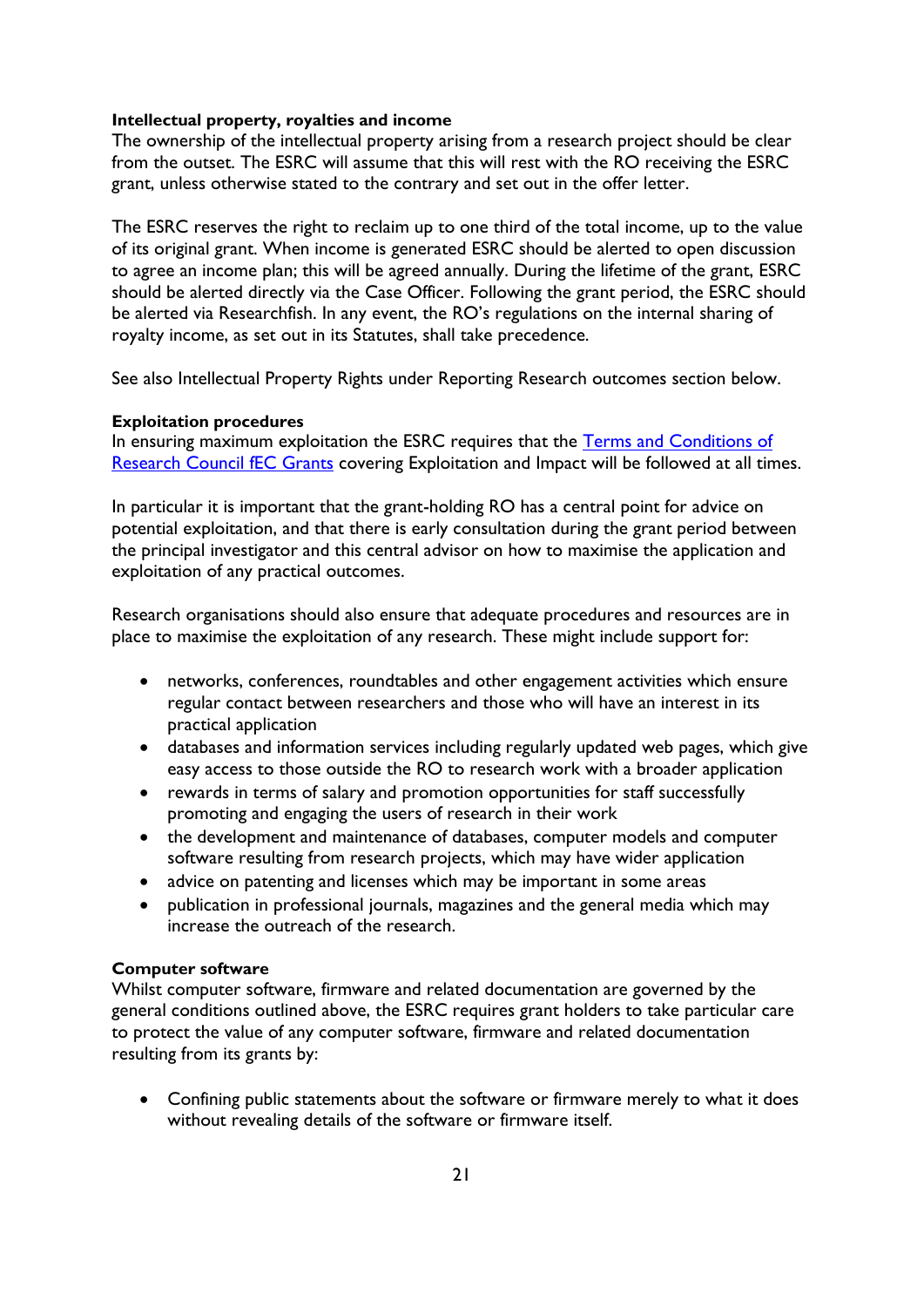**Intellectual property, royalties and income**
The ownership of the intellectual property arising from a research project should be clear from the outset. The ESRC will assume that this will rest with the RO receiving the ESRC grant, unless otherwise stated to the contrary and set out in the offer letter.

The ESRC reserves the right to reclaim up to one third of the total income, up to the value of its original grant. When income is generated ESRC should be alerted to open discussion to agree an income plan; this will be agreed annually. During the lifetime of the grant, ESRC should be alerted directly via the Case Officer. Following the grant period, the ESRC should be alerted via Researchfish. In any event, the RO's regulations on the internal sharing of royalty income, as set out in its Statutes, shall take precedence.

See also Intellectual Property Rights under Reporting Research outcomes section below.

**Exploitation procedures**
In ensuring maximum exploitation the ESRC requires that the [Terms and Conditions of Research Council fEC Grants] covering Exploitation and Impact will be followed at all times.

In particular it is important that the grant-holding RO has a central point for advice on potential exploitation, and that there is early consultation during the grant period between the principal investigator and this central advisor on how to maximise the application and exploitation of any practical outcomes.

Research organisations should also ensure that adequate procedures and resources are in place to maximise the exploitation of any research. These might include support for:

- networks, conferences, roundtables and other engagement activities which ensure regular contact between researchers and those who will have an interest in its practical application
- databases and information services including regularly updated web pages, which give easy access to those outside the RO to research work with a broader application
- rewards in terms of salary and promotion opportunities for staff successfully promoting and engaging the users of research in their work
- the development and maintenance of databases, computer models and computer software resulting from research projects, which may have wider application
- advice on patenting and licenses which may be important in some areas
- publication in professional journals, magazines and the general media which may increase the outreach of the research.

**Computer software**
Whilst computer software, firmware and related documentation are governed by the general conditions outlined above, the ESRC requires grant holders to take particular care to protect the value of any computer software, firmware and related documentation resulting from its grants by:

- Confining public statements about the software or firmware merely to what it does without revealing details of the software or firmware itself.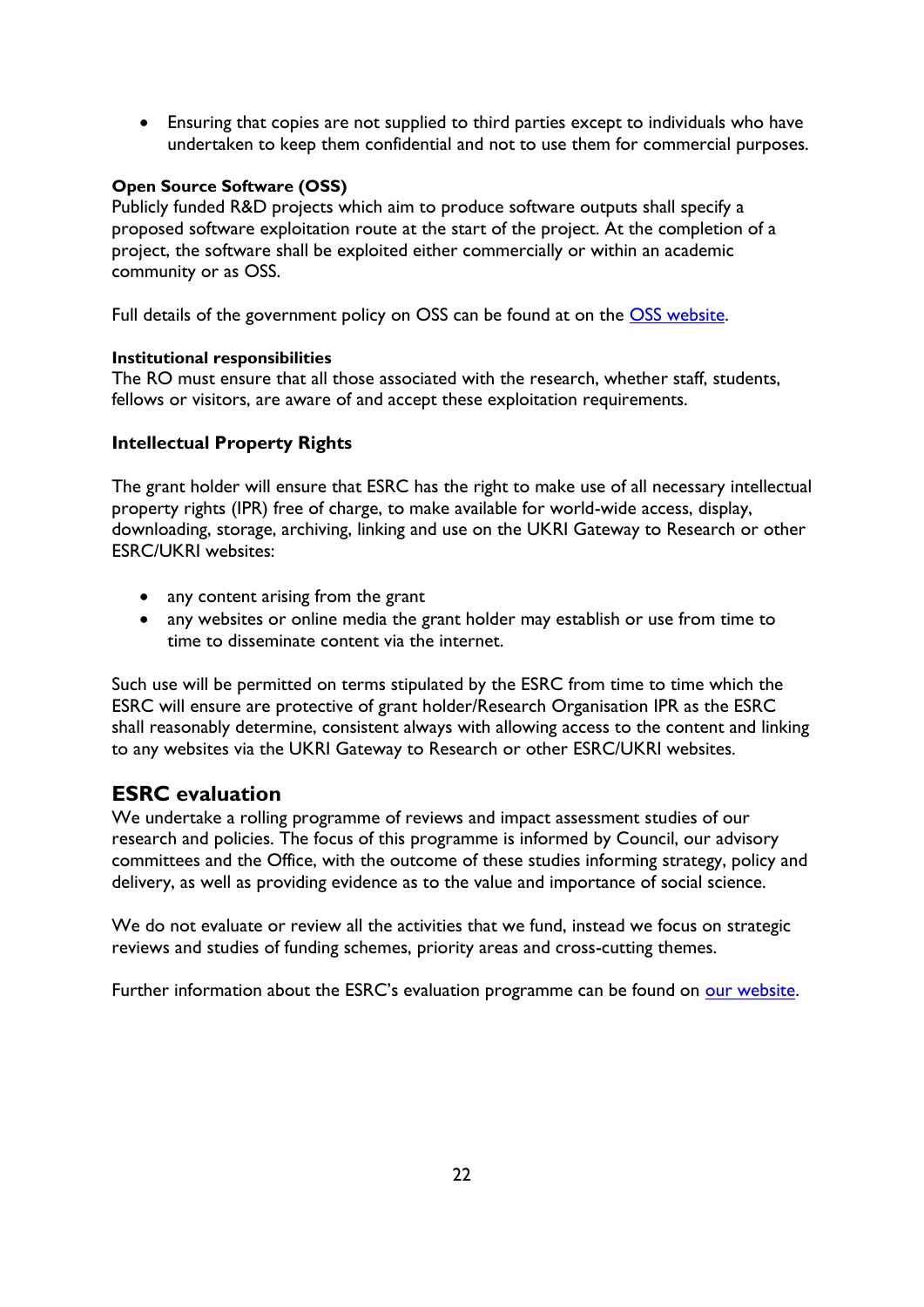- Ensuring that copies are not supplied to third parties except to individuals who have undertaken to keep them confidential and not to use them for commercial purposes.

**Open Source Software (OSS)**
Publicly funded R&D projects which aim to produce software outputs shall specify a proposed software exploitation route at the start of the project. At the completion of a project, the software shall be exploited either commercially or within an academic community or as OSS.

Full details of the government policy on OSS can be found at on the [OSS website](OSS website).

**Institutional responsibilities**
The RO must ensure that all those associated with the research, whether staff, students, fellows or visitors, are aware of and accept these exploitation requirements.

### Intellectual Property Rights

The grant holder will ensure that ESRC has the right to make use of all necessary intellectual property rights (IPR) free of charge, to make available for world-wide access, display, downloading, storage, archiving, linking and use on the UKRI Gateway to Research or other ESRC/UKRI websites:

- any content arising from the grant
- any websites or online media the grant holder may establish or use from time to time to disseminate content via the internet.

Such use will be permitted on terms stipulated by the ESRC from time to time which the ESRC will ensure are protective of grant holder/Research Organisation IPR as the ESRC shall reasonably determine, consistent always with allowing access to the content and linking to any websites via the UKRI Gateway to Research or other ESRC/UKRI websites.

## ESRC evaluation

We undertake a rolling programme of reviews and impact assessment studies of our research and policies. The focus of this programme is informed by Council, our advisory committees and the Office, with the outcome of these studies informing strategy, policy and delivery, as well as providing evidence as to the value and importance of social science.

We do not evaluate or review all the activities that we fund, instead we focus on strategic reviews and studies of funding schemes, priority areas and cross-cutting themes.

Further information about the ESRC's evaluation programme can be found on [our website](our website).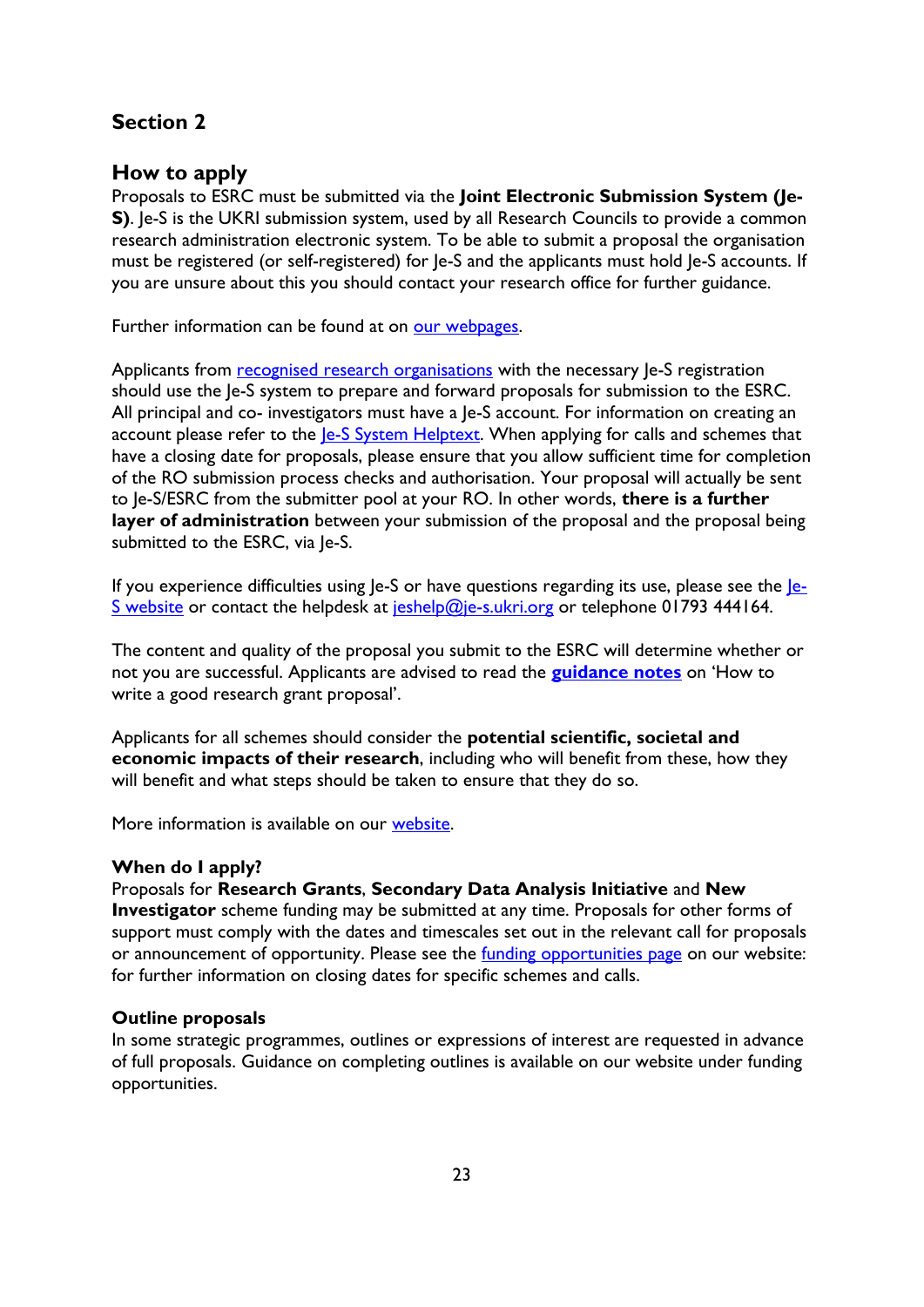## Section 2

### How to apply

Proposals to ESRC must be submitted via the **Joint Electronic Submission System (Je-S)**. Je-S is the UKRI submission system, used by all Research Councils to provide a common research administration electronic system. To be able to submit a proposal the organisation must be registered (or self-registered) for Je-S and the applicants must hold Je-S accounts. If you are unsure about this you should contact your research office for further guidance.

Further information can be found at on our webpages.

Applicants from recognised research organisations with the necessary Je-S registration should use the Je-S system to prepare and forward proposals for submission to the ESRC. All principal and co- investigators must have a Je-S account. For information on creating an account please refer to the Je-S System Helptext. When applying for calls and schemes that have a closing date for proposals, please ensure that you allow sufficient time for completion of the RO submission process checks and authorisation. Your proposal will actually be sent to Je-S/ESRC from the submitter pool at your RO. In other words, **there is a further layer of administration** between your submission of the proposal and the proposal being submitted to the ESRC, via Je-S.

If you experience difficulties using Je-S or have questions regarding its use, please see the Je-S website or contact the helpdesk at jeshelp@je-s.ukri.org or telephone 01793 444164.

The content and quality of the proposal you submit to the ESRC will determine whether or not you are successful. Applicants are advised to read the **guidance notes** on 'How to write a good research grant proposal'.

Applicants for all schemes should consider the **potential scientific, societal and economic impacts of their research**, including who will benefit from these, how they will benefit and what steps should be taken to ensure that they do so.

More information is available on our website.

#### When do I apply?

Proposals for **Research Grants**, **Secondary Data Analysis Initiative** and **New Investigator** scheme funding may be submitted at any time. Proposals for other forms of support must comply with the dates and timescales set out in the relevant call for proposals or announcement of opportunity. Please see the funding opportunities page on our website: for further information on closing dates for specific schemes and calls.

#### Outline proposals

In some strategic programmes, outlines or expressions of interest are requested in advance of full proposals. Guidance on completing outlines is available on our website under funding opportunities.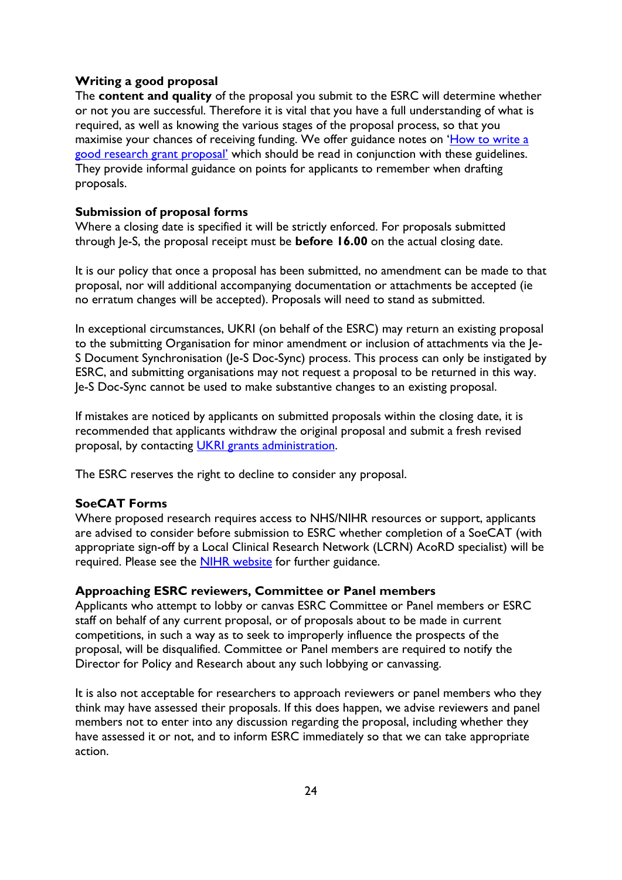### Writing a good proposal

The **content and quality** of the proposal you submit to the ESRC will determine whether or not you are successful. Therefore it is vital that you have a full understanding of what is required, as well as knowing the various stages of the proposal process, so that you maximise your chances of receiving funding. We offer guidance notes on '[How to write a good research grant proposal](#)' which should be read in conjunction with these guidelines. They provide informal guidance on points for applicants to remember when drafting proposals.

### Submission of proposal forms

Where a closing date is specified it will be strictly enforced. For proposals submitted through Je-S, the proposal receipt must be **before 16.00** on the actual closing date.

It is our policy that once a proposal has been submitted, no amendment can be made to that proposal, nor will additional accompanying documentation or attachments be accepted (ie no erratum changes will be accepted). Proposals will need to stand as submitted.

In exceptional circumstances, UKRI (on behalf of the ESRC) may return an existing proposal to the submitting Organisation for minor amendment or inclusion of attachments via the Je-S Document Synchronisation (Je-S Doc-Sync) process. This process can only be instigated by ESRC, and submitting organisations may not request a proposal to be returned in this way. Je-S Doc-Sync cannot be used to make substantive changes to an existing proposal.

If mistakes are noticed by applicants on submitted proposals within the closing date, it is recommended that applicants withdraw the original proposal and submit a fresh revised proposal, by contacting [UKRI grants administration](#).

The ESRC reserves the right to decline to consider any proposal.

### SoeCAT Forms

Where proposed research requires access to NHS/NIHR resources or support, applicants are advised to consider before submission to ESRC whether completion of a SoeCAT (with appropriate sign-off by a Local Clinical Research Network (LCRN) AcoRD specialist) will be required. Please see the [NIHR website](#) for further guidance.

### Approaching ESRC reviewers, Committee or Panel members

Applicants who attempt to lobby or canvas ESRC Committee or Panel members or ESRC staff on behalf of any current proposal, or of proposals about to be made in current competitions, in such a way as to seek to improperly influence the prospects of the proposal, will be disqualified. Committee or Panel members are required to notify the Director for Policy and Research about any such lobbying or canvassing.

It is also not acceptable for researchers to approach reviewers or panel members who they think may have assessed their proposals. If this does happen, we advise reviewers and panel members not to enter into any discussion regarding the proposal, including whether they have assessed it or not, and to inform ESRC immediately so that we can take appropriate action.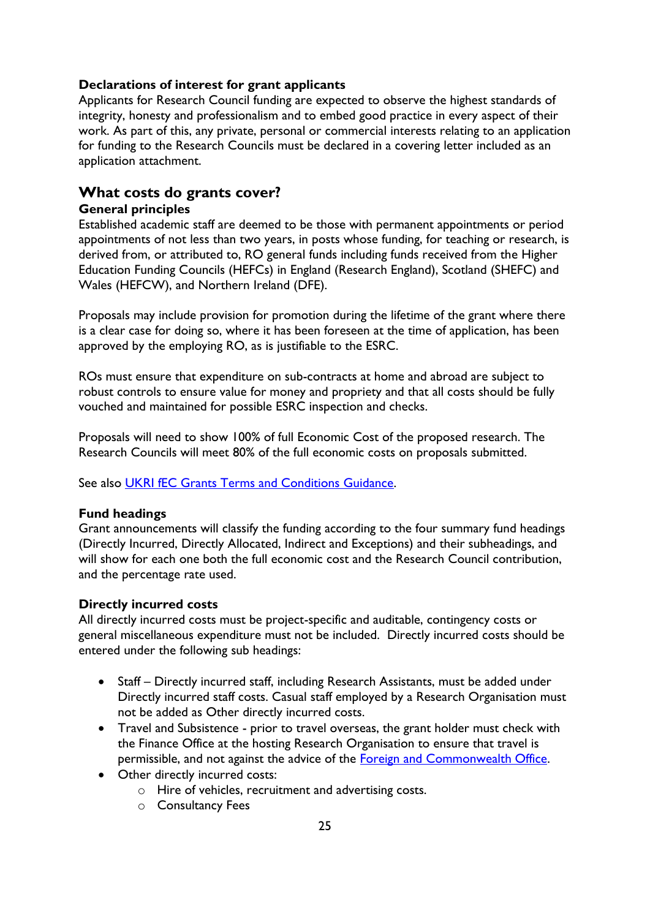**Declarations of interest for grant applicants**

Applicants for Research Council funding are expected to observe the highest standards of integrity, honesty and professionalism and to embed good practice in every aspect of their work. As part of this, any private, personal or commercial interests relating to an application for funding to the Research Councils must be declared in a covering letter included as an application attachment.

## What costs do grants cover?

**General principles**

Established academic staff are deemed to be those with permanent appointments or period appointments of not less than two years, in posts whose funding, for teaching or research, is derived from, or attributed to, RO general funds including funds received from the Higher Education Funding Councils (HEFCs) in England (Research England), Scotland (SHEFC) and Wales (HEFCW), and Northern Ireland (DFE).

Proposals may include provision for promotion during the lifetime of the grant where there is a clear case for doing so, where it has been foreseen at the time of application, has been approved by the employing RO, as is justifiable to the ESRC.

ROs must ensure that expenditure on sub-contracts at home and abroad are subject to robust controls to ensure value for money and propriety and that all costs should be fully vouched and maintained for possible ESRC inspection and checks.

Proposals will need to show 100% of full Economic Cost of the proposed research. The Research Councils will meet 80% of the full economic costs on proposals submitted.

See also [UKRI fEC Grants Terms and Conditions Guidance](UKRI fEC Grants Terms and Conditions Guidance).

**Fund headings**

Grant announcements will classify the funding according to the four summary fund headings (Directly Incurred, Directly Allocated, Indirect and Exceptions) and their subheadings, and will show for each one both the full economic cost and the Research Council contribution, and the percentage rate used.

**Directly incurred costs**

All directly incurred costs must be project-specific and auditable, contingency costs or general miscellaneous expenditure must not be included. Directly incurred costs should be entered under the following sub headings:

- Staff – Directly incurred staff, including Research Assistants, must be added under Directly incurred staff costs. Casual staff employed by a Research Organisation must not be added as Other directly incurred costs.
- Travel and Subsistence - prior to travel overseas, the grant holder must check with the Finance Office at the hosting Research Organisation to ensure that travel is permissible, and not against the advice of the [Foreign and Commonwealth Office](Foreign and Commonwealth Office).
- Other directly incurred costs:
    - Hire of vehicles, recruitment and advertising costs.
    - Consultancy Fees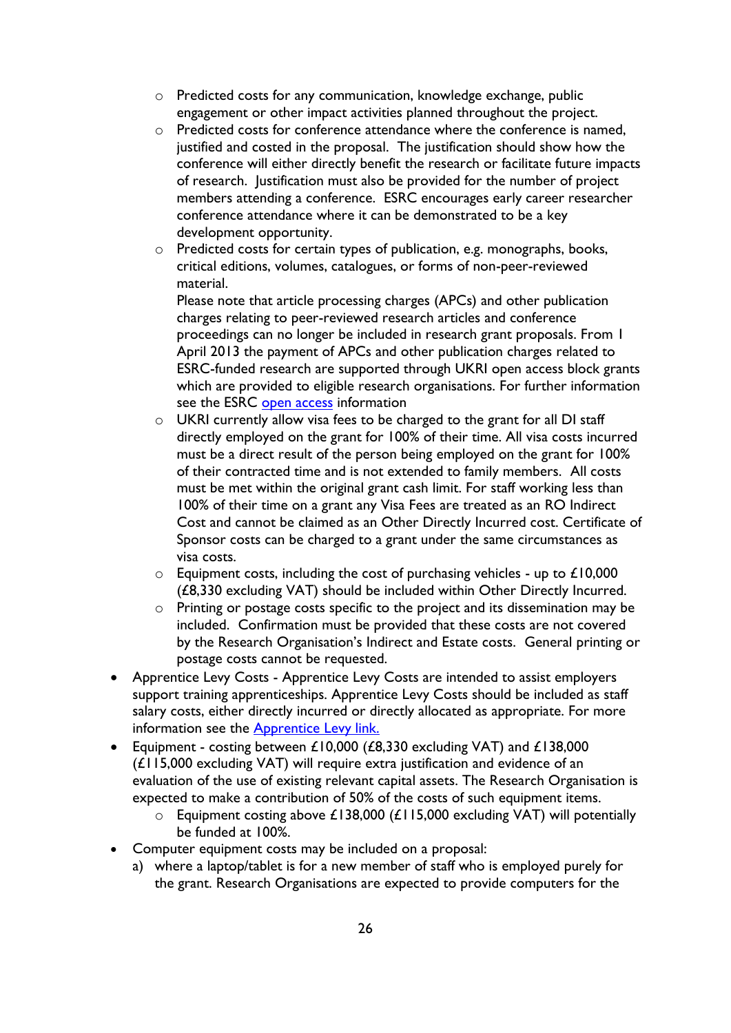- Predicted costs for any communication, knowledge exchange, public engagement or other impact activities planned throughout the project.
    - Predicted costs for conference attendance where the conference is named, justified and costed in the proposal. The justification should show how the conference will either directly benefit the research or facilitate future impacts of research. Justification must also be provided for the number of project members attending a conference. ESRC encourages early career researcher conference attendance where it can be demonstrated to be a key development opportunity.
    - Predicted costs for certain types of publication, e.g. monographs, books, critical editions, volumes, catalogues, or forms of non-peer-reviewed material.

      Please note that article processing charges (APCs) and other publication charges relating to peer-reviewed research articles and conference proceedings can no longer be included in research grant proposals. From 1 April 2013 the payment of APCs and other publication charges related to ESRC-funded research are supported through UKRI open access block grants which are provided to eligible research organisations. For further information see the ESRC [open access](#) information
    - UKRI currently allow visa fees to be charged to the grant for all DI staff directly employed on the grant for 100% of their time. All visa costs incurred must be a direct result of the person being employed on the grant for 100% of their contracted time and is not extended to family members. All costs must be met within the original grant cash limit. For staff working less than 100% of their time on a grant any Visa Fees are treated as an RO Indirect Cost and cannot be claimed as an Other Directly Incurred cost. Certificate of Sponsor costs can be charged to a grant under the same circumstances as visa costs.
    - Equipment costs, including the cost of purchasing vehicles - up to £10,000 (£8,330 excluding VAT) should be included within Other Directly Incurred.
    - Printing or postage costs specific to the project and its dissemination may be included. Confirmation must be provided that these costs are not covered by the Research Organisation's Indirect and Estate costs. General printing or postage costs cannot be requested.
- Apprentice Levy Costs - Apprentice Levy Costs are intended to assist employers support training apprenticeships. Apprentice Levy Costs should be included as staff salary costs, either directly incurred or directly allocated as appropriate. For more information see the [Apprentice Levy link.](#)
- Equipment - costing between £10,000 (£8,330 excluding VAT) and £138,000 (£115,000 excluding VAT) will require extra justification and evidence of an evaluation of the use of existing relevant capital assets. The Research Organisation is expected to make a contribution of 50% of the costs of such equipment items.
    - Equipment costing above £138,000 (£115,000 excluding VAT) will potentially be funded at 100%.
- Computer equipment costs may be included on a proposal:
  a) where a laptop/tablet is for a new member of staff who is employed purely for the grant. Research Organisations are expected to provide computers for the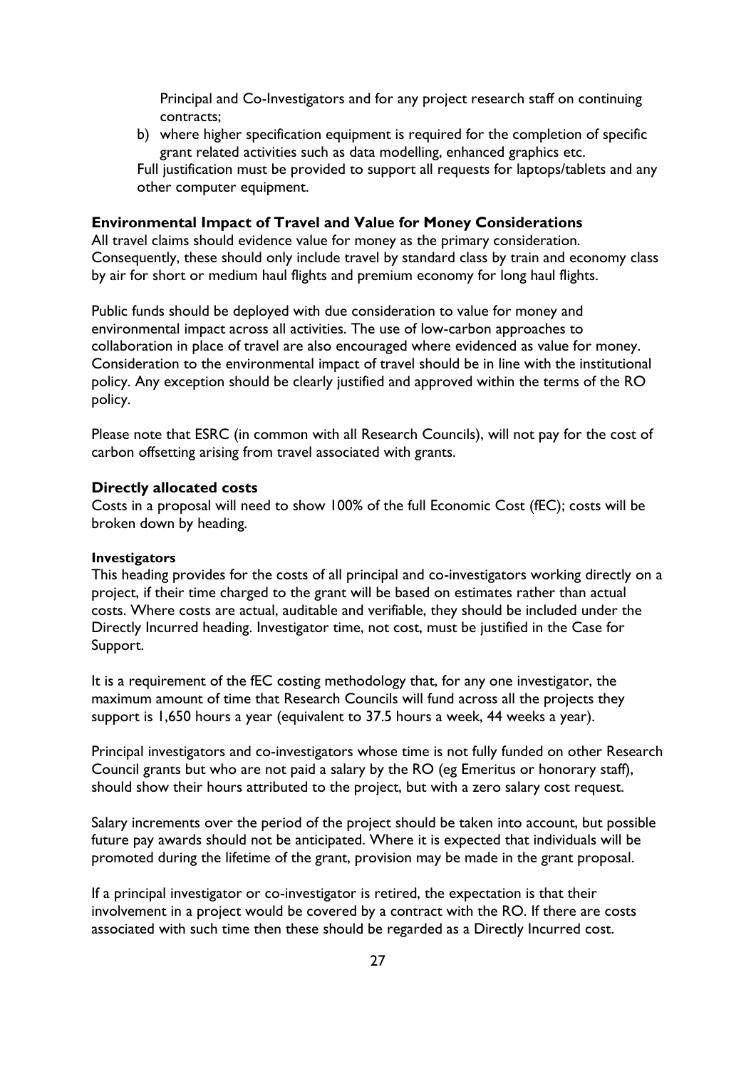Principal and Co-Investigators and for any project research staff on continuing contracts;

b) where higher specification equipment is required for the completion of specific grant related activities such as data modelling, enhanced graphics etc.

Full justification must be provided to support all requests for laptops/tablets and any other computer equipment.

**Environmental Impact of Travel and Value for Money Considerations**

All travel claims should evidence value for money as the primary consideration. Consequently, these should only include travel by standard class by train and economy class by air for short or medium haul flights and premium economy for long haul flights.

Public funds should be deployed with due consideration to value for money and environmental impact across all activities. The use of low-carbon approaches to collaboration in place of travel are also encouraged where evidenced as value for money. Consideration to the environmental impact of travel should be in line with the institutional policy. Any exception should be clearly justified and approved within the terms of the RO policy.

Please note that ESRC (in common with all Research Councils), will not pay for the cost of carbon offsetting arising from travel associated with grants.

**Directly allocated costs**

Costs in a proposal will need to show 100% of the full Economic Cost (fEC); costs will be broken down by heading.

**Investigators**

This heading provides for the costs of all principal and co-investigators working directly on a project, if their time charged to the grant will be based on estimates rather than actual costs. Where costs are actual, auditable and verifiable, they should be included under the Directly Incurred heading. Investigator time, not cost, must be justified in the Case for Support.

It is a requirement of the fEC costing methodology that, for any one investigator, the maximum amount of time that Research Councils will fund across all the projects they support is 1,650 hours a year (equivalent to 37.5 hours a week, 44 weeks a year).

Principal investigators and co-investigators whose time is not fully funded on other Research Council grants but who are not paid a salary by the RO (eg Emeritus or honorary staff), should show their hours attributed to the project, but with a zero salary cost request.

Salary increments over the period of the project should be taken into account, but possible future pay awards should not be anticipated. Where it is expected that individuals will be promoted during the lifetime of the grant, provision may be made in the grant proposal.

If a principal investigator or co-investigator is retired, the expectation is that their involvement in a project would be covered by a contract with the RO. If there are costs associated with such time then these should be regarded as a Directly Incurred cost.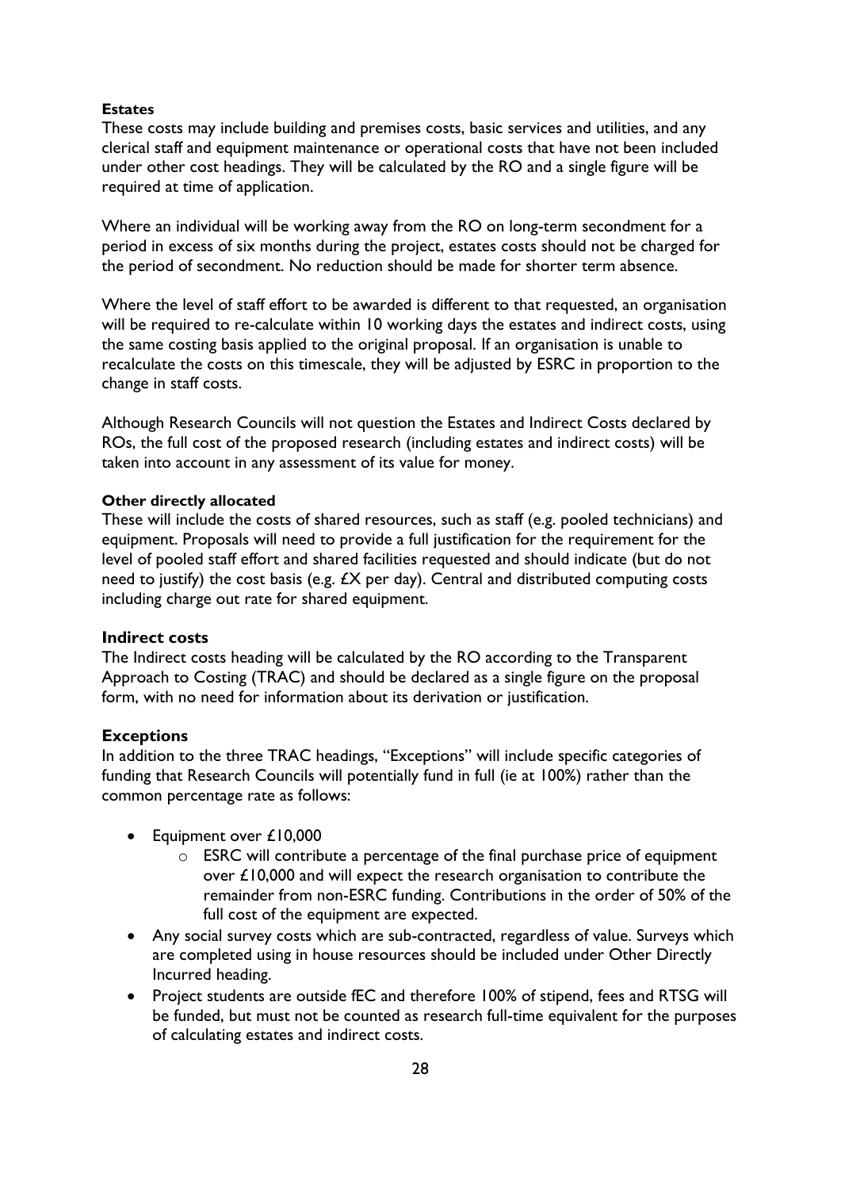**Estates**

These costs may include building and premises costs, basic services and utilities, and any clerical staff and equipment maintenance or operational costs that have not been included under other cost headings. They will be calculated by the RO and a single figure will be required at time of application.

Where an individual will be working away from the RO on long-term secondment for a period in excess of six months during the project, estates costs should not be charged for the period of secondment. No reduction should be made for shorter term absence.

Where the level of staff effort to be awarded is different to that requested, an organisation will be required to re-calculate within 10 working days the estates and indirect costs, using the same costing basis applied to the original proposal. If an organisation is unable to recalculate the costs on this timescale, they will be adjusted by ESRC in proportion to the change in staff costs.

Although Research Councils will not question the Estates and Indirect Costs declared by ROs, the full cost of the proposed research (including estates and indirect costs) will be taken into account in any assessment of its value for money.

**Other directly allocated**

These will include the costs of shared resources, such as staff (e.g. pooled technicians) and equipment. Proposals will need to provide a full justification for the requirement for the level of pooled staff effort and shared facilities requested and should indicate (but do not need to justify) the cost basis (e.g. £X per day). Central and distributed computing costs including charge out rate for shared equipment.

### Indirect costs

The Indirect costs heading will be calculated by the RO according to the Transparent Approach to Costing (TRAC) and should be declared as a single figure on the proposal form, with no need for information about its derivation or justification.

### Exceptions

In addition to the three TRAC headings, "Exceptions" will include specific categories of funding that Research Councils will potentially fund in full (ie at 100%) rather than the common percentage rate as follows:

- Equipment over £10,000
  - ESRC will contribute a percentage of the final purchase price of equipment over £10,000 and will expect the research organisation to contribute the remainder from non-ESRC funding. Contributions in the order of 50% of the full cost of the equipment are expected.
- Any social survey costs which are sub-contracted, regardless of value. Surveys which are completed using in house resources should be included under Other Directly Incurred heading.
- Project students are outside fEC and therefore 100% of stipend, fees and RTSG will be funded, but must not be counted as research full-time equivalent for the purposes of calculating estates and indirect costs.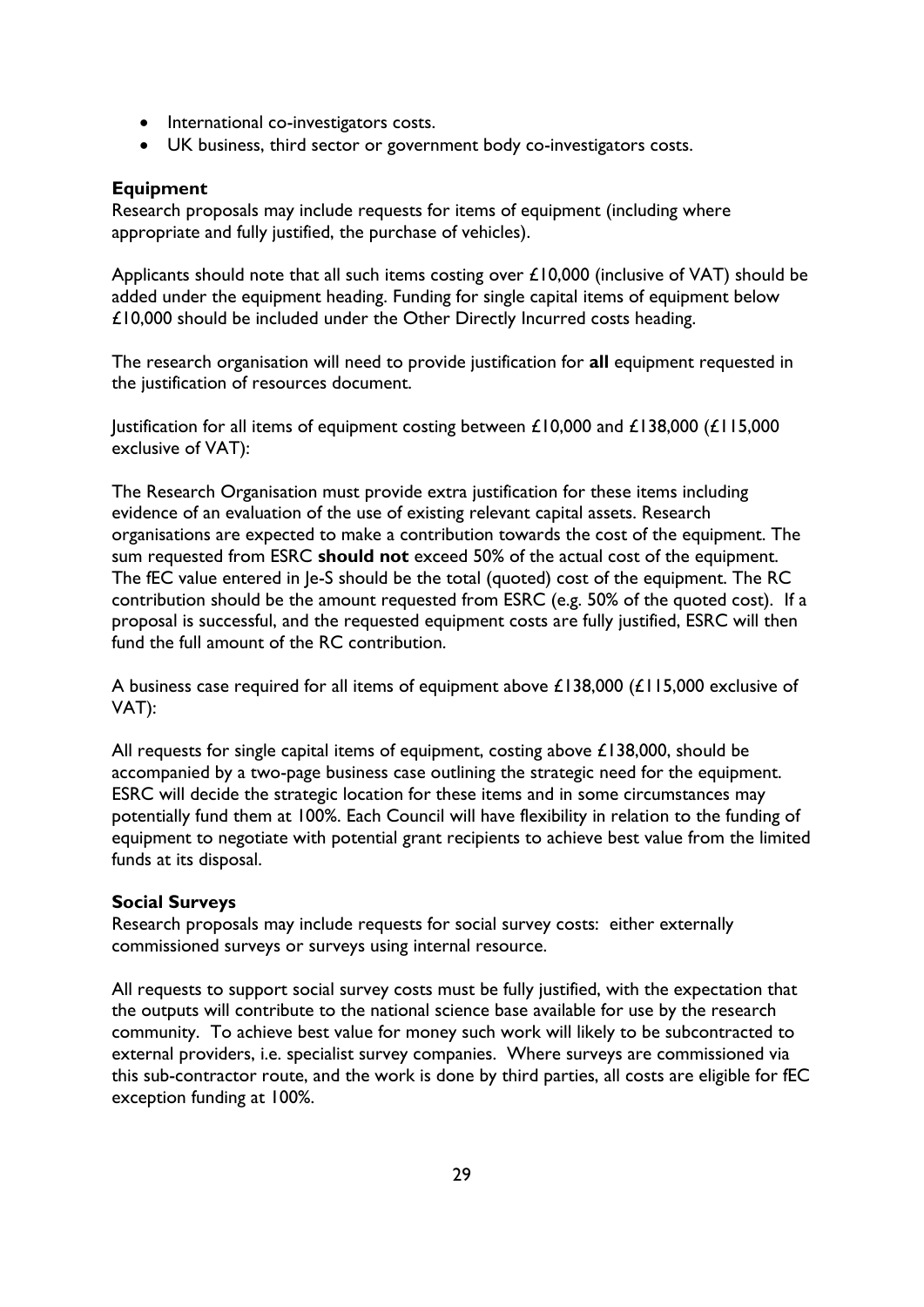- International co-investigators costs.
- UK business, third sector or government body co-investigators costs.

### Equipment

Research proposals may include requests for items of equipment (including where appropriate and fully justified, the purchase of vehicles).

Applicants should note that all such items costing over £10,000 (inclusive of VAT) should be added under the equipment heading. Funding for single capital items of equipment below £10,000 should be included under the Other Directly Incurred costs heading.

The research organisation will need to provide justification for **all** equipment requested in the justification of resources document.

Justification for all items of equipment costing between £10,000 and £138,000 (£115,000 exclusive of VAT):

The Research Organisation must provide extra justification for these items including evidence of an evaluation of the use of existing relevant capital assets. Research organisations are expected to make a contribution towards the cost of the equipment. The sum requested from ESRC **should not** exceed 50% of the actual cost of the equipment. The fEC value entered in Je-S should be the total (quoted) cost of the equipment. The RC contribution should be the amount requested from ESRC (e.g. 50% of the quoted cost). If a proposal is successful, and the requested equipment costs are fully justified, ESRC will then fund the full amount of the RC contribution.

A business case required for all items of equipment above £138,000 (£115,000 exclusive of VAT):

All requests for single capital items of equipment, costing above £138,000, should be accompanied by a two-page business case outlining the strategic need for the equipment. ESRC will decide the strategic location for these items and in some circumstances may potentially fund them at 100%. Each Council will have flexibility in relation to the funding of equipment to negotiate with potential grant recipients to achieve best value from the limited funds at its disposal.

### Social Surveys

Research proposals may include requests for social survey costs: either externally commissioned surveys or surveys using internal resource.

All requests to support social survey costs must be fully justified, with the expectation that the outputs will contribute to the national science base available for use by the research community. To achieve best value for money such work will likely to be subcontracted to external providers, i.e. specialist survey companies. Where surveys are commissioned via this sub-contractor route, and the work is done by third parties, all costs are eligible for fEC exception funding at 100%.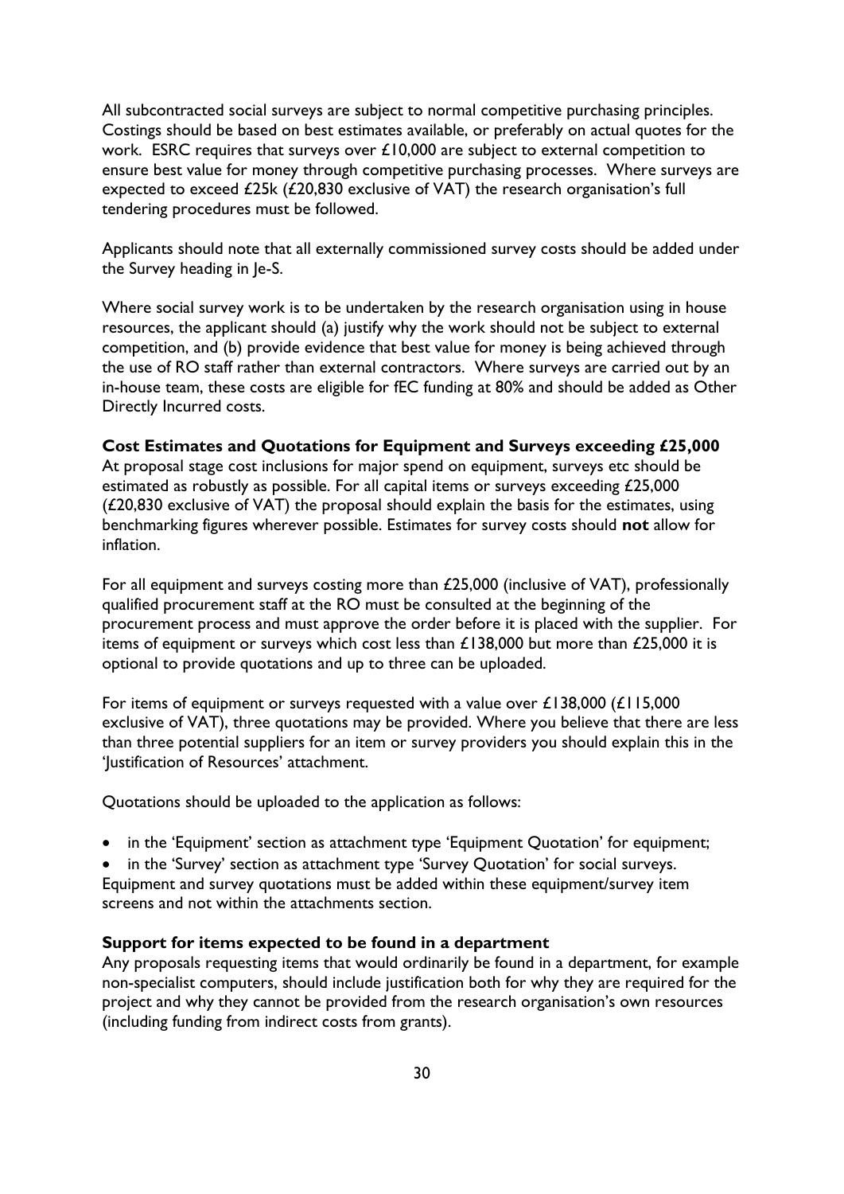All subcontracted social surveys are subject to normal competitive purchasing principles. Costings should be based on best estimates available, or preferably on actual quotes for the work. ESRC requires that surveys over £10,000 are subject to external competition to ensure best value for money through competitive purchasing processes. Where surveys are expected to exceed £25k (£20,830 exclusive of VAT) the research organisation's full tendering procedures must be followed.

Applicants should note that all externally commissioned survey costs should be added under the Survey heading in Je-S.

Where social survey work is to be undertaken by the research organisation using in house resources, the applicant should (a) justify why the work should not be subject to external competition, and (b) provide evidence that best value for money is being achieved through the use of RO staff rather than external contractors. Where surveys are carried out by an in-house team, these costs are eligible for fEC funding at 80% and should be added as Other Directly Incurred costs.

**Cost Estimates and Quotations for Equipment and Surveys exceeding £25,000**

At proposal stage cost inclusions for major spend on equipment, surveys etc should be estimated as robustly as possible. For all capital items or surveys exceeding £25,000 (£20,830 exclusive of VAT) the proposal should explain the basis for the estimates, using benchmarking figures wherever possible. Estimates for survey costs should **not** allow for inflation.

For all equipment and surveys costing more than £25,000 (inclusive of VAT), professionally qualified procurement staff at the RO must be consulted at the beginning of the procurement process and must approve the order before it is placed with the supplier. For items of equipment or surveys which cost less than £138,000 but more than £25,000 it is optional to provide quotations and up to three can be uploaded.

For items of equipment or surveys requested with a value over £138,000 (£115,000 exclusive of VAT), three quotations may be provided. Where you believe that there are less than three potential suppliers for an item or survey providers you should explain this in the 'Justification of Resources' attachment.

Quotations should be uploaded to the application as follows:

- in the 'Equipment' section as attachment type 'Equipment Quotation' for equipment;
- in the 'Survey' section as attachment type 'Survey Quotation' for social surveys.

Equipment and survey quotations must be added within these equipment/survey item screens and not within the attachments section.

**Support for items expected to be found in a department**

Any proposals requesting items that would ordinarily be found in a department, for example non-specialist computers, should include justification both for why they are required for the project and why they cannot be provided from the research organisation's own resources (including funding from indirect costs from grants).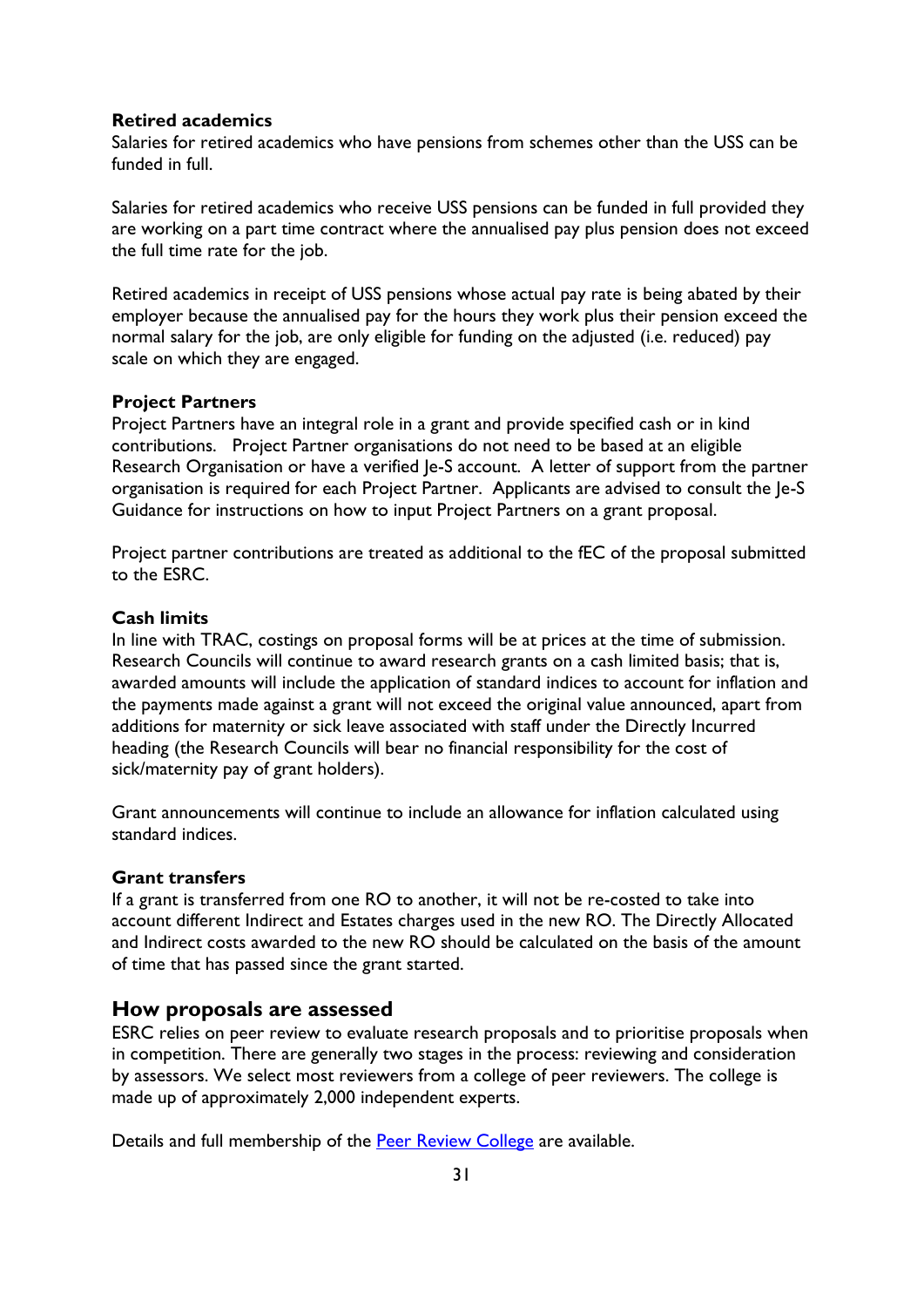**Retired academics**

Salaries for retired academics who have pensions from schemes other than the USS can be funded in full.

Salaries for retired academics who receive USS pensions can be funded in full provided they are working on a part time contract where the annualised pay plus pension does not exceed the full time rate for the job.

Retired academics in receipt of USS pensions whose actual pay rate is being abated by their employer because the annualised pay for the hours they work plus their pension exceed the normal salary for the job, are only eligible for funding on the adjusted (i.e. reduced) pay scale on which they are engaged.

**Project Partners**

Project Partners have an integral role in a grant and provide specified cash or in kind contributions. Project Partner organisations do not need to be based at an eligible Research Organisation or have a verified Je-S account. A letter of support from the partner organisation is required for each Project Partner. Applicants are advised to consult the Je-S Guidance for instructions on how to input Project Partners on a grant proposal.

Project partner contributions are treated as additional to the fEC of the proposal submitted to the ESRC.

**Cash limits**

In line with TRAC, costings on proposal forms will be at prices at the time of submission. Research Councils will continue to award research grants on a cash limited basis; that is, awarded amounts will include the application of standard indices to account for inflation and the payments made against a grant will not exceed the original value announced, apart from additions for maternity or sick leave associated with staff under the Directly Incurred heading (the Research Councils will bear no financial responsibility for the cost of sick/maternity pay of grant holders).

Grant announcements will continue to include an allowance for inflation calculated using standard indices.

**Grant transfers**

If a grant is transferred from one RO to another, it will not be re-costed to take into account different Indirect and Estates charges used in the new RO. The Directly Allocated and Indirect costs awarded to the new RO should be calculated on the basis of the amount of time that has passed since the grant started.

## How proposals are assessed

ESRC relies on peer review to evaluate research proposals and to prioritise proposals when in competition. There are generally two stages in the process: reviewing and consideration by assessors. We select most reviewers from a college of peer reviewers. The college is made up of approximately 2,000 independent experts.

Details and full membership of the Peer Review College are available.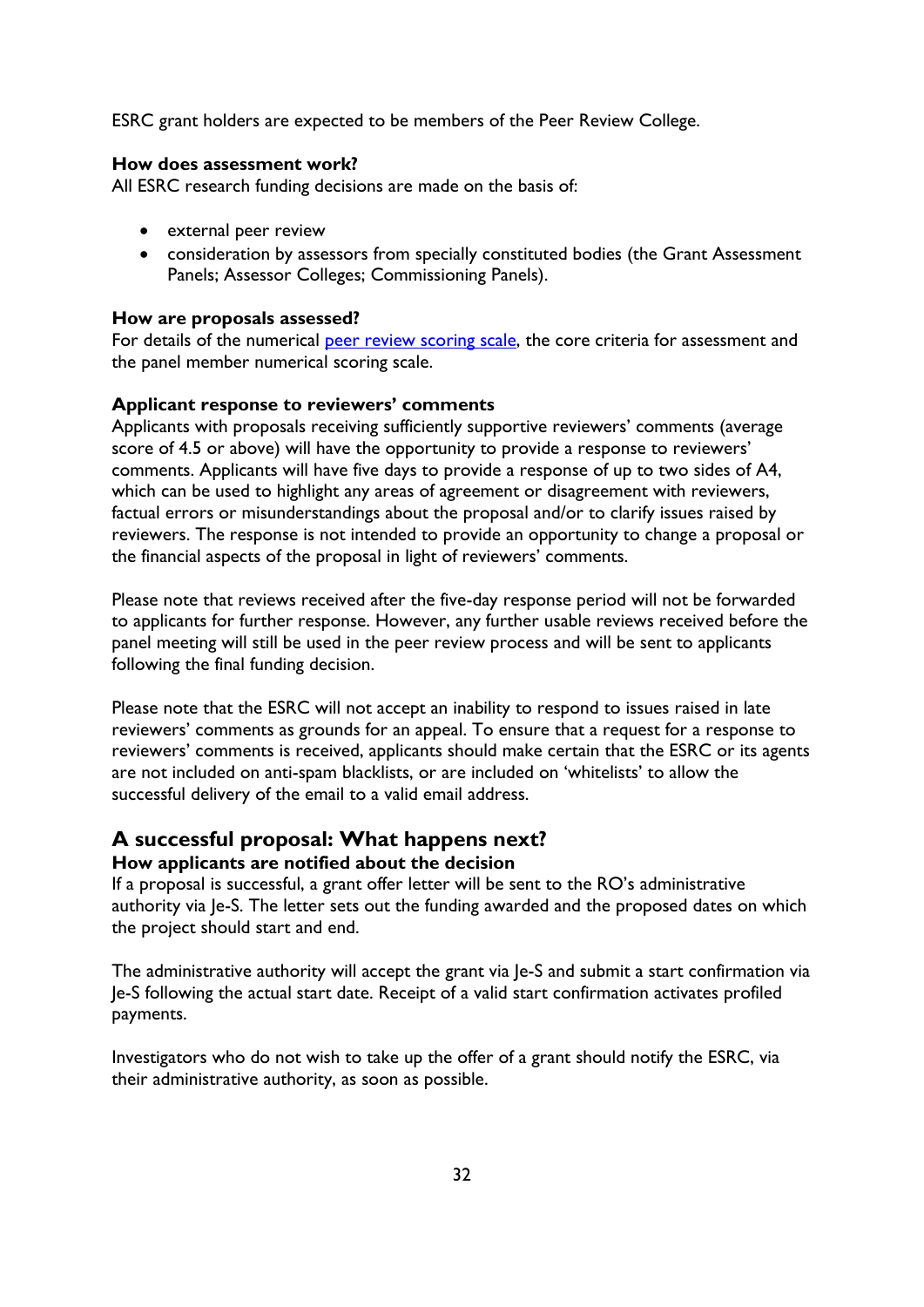ESRC grant holders are expected to be members of the Peer Review College.

**How does assessment work?**

All ESRC research funding decisions are made on the basis of:

- external peer review
- consideration by assessors from specially constituted bodies (the Grant Assessment Panels; Assessor Colleges; Commissioning Panels).

**How are proposals assessed?**

For details of the numerical peer review scoring scale, the core criteria for assessment and the panel member numerical scoring scale.

**Applicant response to reviewers' comments**

Applicants with proposals receiving sufficiently supportive reviewers' comments (average score of 4.5 or above) will have the opportunity to provide a response to reviewers' comments. Applicants will have five days to provide a response of up to two sides of A4, which can be used to highlight any areas of agreement or disagreement with reviewers, factual errors or misunderstandings about the proposal and/or to clarify issues raised by reviewers. The response is not intended to provide an opportunity to change a proposal or the financial aspects of the proposal in light of reviewers' comments.

Please note that reviews received after the five-day response period will not be forwarded to applicants for further response. However, any further usable reviews received before the panel meeting will still be used in the peer review process and will be sent to applicants following the final funding decision.

Please note that the ESRC will not accept an inability to respond to issues raised in late reviewers' comments as grounds for an appeal. To ensure that a request for a response to reviewers' comments is received, applicants should make certain that the ESRC or its agents are not included on anti-spam blacklists, or are included on 'whitelists' to allow the successful delivery of the email to a valid email address.

## A successful proposal: What happens next?

**How applicants are notified about the decision**

If a proposal is successful, a grant offer letter will be sent to the RO's administrative authority via Je-S. The letter sets out the funding awarded and the proposed dates on which the project should start and end.

The administrative authority will accept the grant via Je-S and submit a start confirmation via Je-S following the actual start date. Receipt of a valid start confirmation activates profiled payments.

Investigators who do not wish to take up the offer of a grant should notify the ESRC, via their administrative authority, as soon as possible.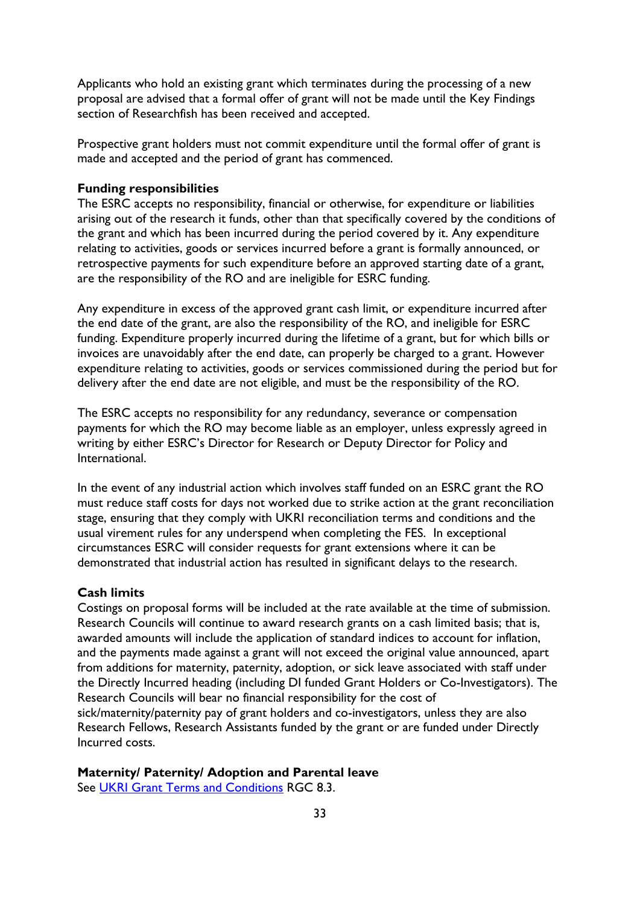Applicants who hold an existing grant which terminates during the processing of a new proposal are advised that a formal offer of grant will not be made until the Key Findings section of Researchfish has been received and accepted.

Prospective grant holders must not commit expenditure until the formal offer of grant is made and accepted and the period of grant has commenced.

**Funding responsibilities**

The ESRC accepts no responsibility, financial or otherwise, for expenditure or liabilities arising out of the research it funds, other than that specifically covered by the conditions of the grant and which has been incurred during the period covered by it. Any expenditure relating to activities, goods or services incurred before a grant is formally announced, or retrospective payments for such expenditure before an approved starting date of a grant, are the responsibility of the RO and are ineligible for ESRC funding.

Any expenditure in excess of the approved grant cash limit, or expenditure incurred after the end date of the grant, are also the responsibility of the RO, and ineligible for ESRC funding. Expenditure properly incurred during the lifetime of a grant, but for which bills or invoices are unavoidably after the end date, can properly be charged to a grant. However expenditure relating to activities, goods or services commissioned during the period but for delivery after the end date are not eligible, and must be the responsibility of the RO.

The ESRC accepts no responsibility for any redundancy, severance or compensation payments for which the RO may become liable as an employer, unless expressly agreed in writing by either ESRC's Director for Research or Deputy Director for Policy and International.

In the event of any industrial action which involves staff funded on an ESRC grant the RO must reduce staff costs for days not worked due to strike action at the grant reconciliation stage, ensuring that they comply with UKRI reconciliation terms and conditions and the usual virement rules for any underspend when completing the FES. In exceptional circumstances ESRC will consider requests for grant extensions where it can be demonstrated that industrial action has resulted in significant delays to the research.

**Cash limits**

Costings on proposal forms will be included at the rate available at the time of submission. Research Councils will continue to award research grants on a cash limited basis; that is, awarded amounts will include the application of standard indices to account for inflation, and the payments made against a grant will not exceed the original value announced, apart from additions for maternity, paternity, adoption, or sick leave associated with staff under the Directly Incurred heading (including DI funded Grant Holders or Co-Investigators). The Research Councils will bear no financial responsibility for the cost of sick/maternity/paternity pay of grant holders and co-investigators, unless they are also Research Fellows, Research Assistants funded by the grant or are funded under Directly Incurred costs.

**Maternity/ Paternity/ Adoption and Parental leave**

See UKRI Grant Terms and Conditions RGC 8.3.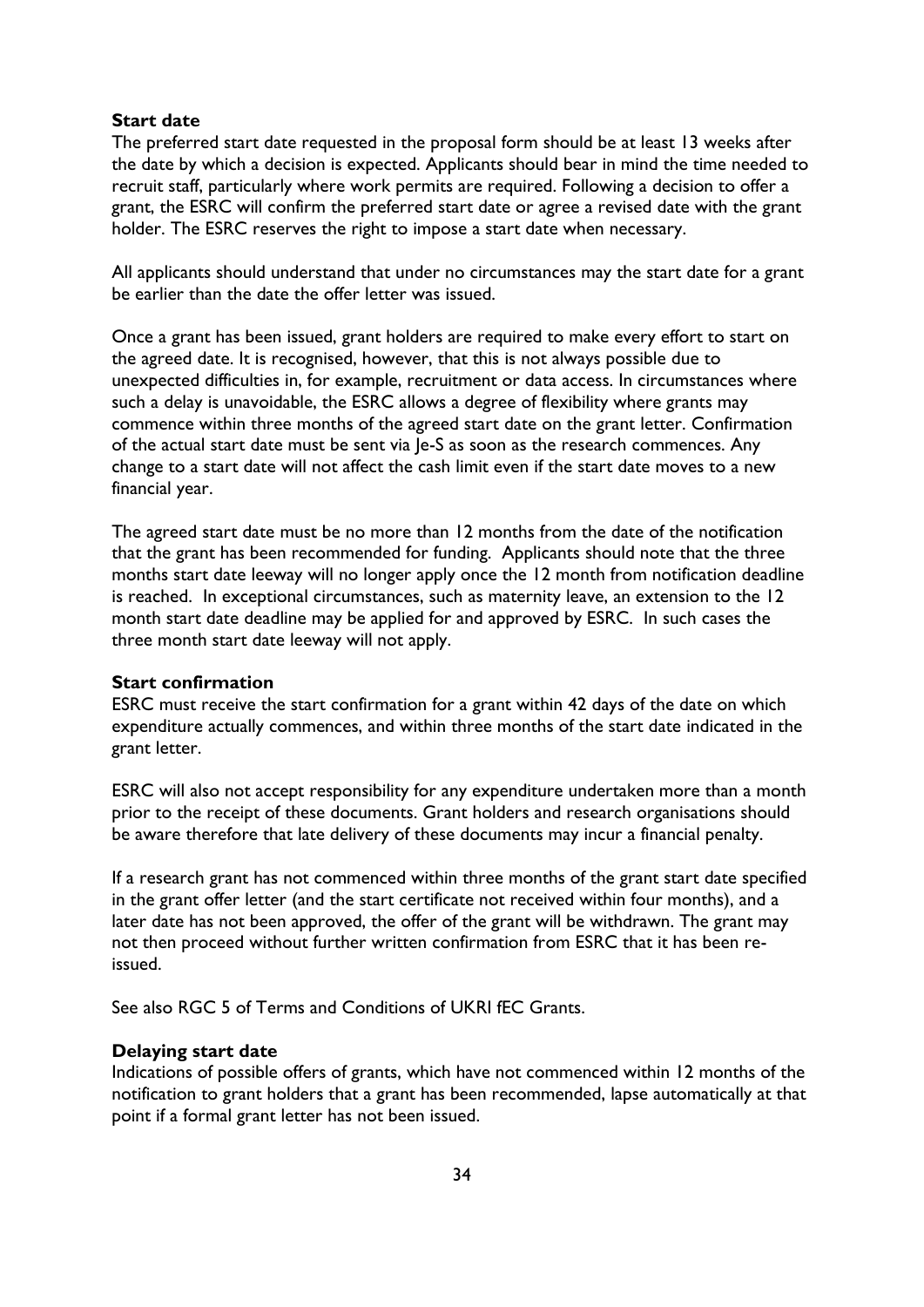### Start date

The preferred start date requested in the proposal form should be at least 13 weeks after the date by which a decision is expected. Applicants should bear in mind the time needed to recruit staff, particularly where work permits are required. Following a decision to offer a grant, the ESRC will confirm the preferred start date or agree a revised date with the grant holder. The ESRC reserves the right to impose a start date when necessary.

All applicants should understand that under no circumstances may the start date for a grant be earlier than the date the offer letter was issued.

Once a grant has been issued, grant holders are required to make every effort to start on the agreed date. It is recognised, however, that this is not always possible due to unexpected difficulties in, for example, recruitment or data access. In circumstances where such a delay is unavoidable, the ESRC allows a degree of flexibility where grants may commence within three months of the agreed start date on the grant letter. Confirmation of the actual start date must be sent via Je-S as soon as the research commences. Any change to a start date will not affect the cash limit even if the start date moves to a new financial year.

The agreed start date must be no more than 12 months from the date of the notification that the grant has been recommended for funding. Applicants should note that the three months start date leeway will no longer apply once the 12 month from notification deadline is reached. In exceptional circumstances, such as maternity leave, an extension to the 12 month start date deadline may be applied for and approved by ESRC. In such cases the three month start date leeway will not apply.

### Start confirmation

ESRC must receive the start confirmation for a grant within 42 days of the date on which expenditure actually commences, and within three months of the start date indicated in the grant letter.

ESRC will also not accept responsibility for any expenditure undertaken more than a month prior to the receipt of these documents. Grant holders and research organisations should be aware therefore that late delivery of these documents may incur a financial penalty.

If a research grant has not commenced within three months of the grant start date specified in the grant offer letter (and the start certificate not received within four months), and a later date has not been approved, the offer of the grant will be withdrawn. The grant may not then proceed without further written confirmation from ESRC that it has been re-issued.

See also RGC 5 of Terms and Conditions of UKRI fEC Grants.

### Delaying start date

Indications of possible offers of grants, which have not commenced within 12 months of the notification to grant holders that a grant has been recommended, lapse automatically at that point if a formal grant letter has not been issued.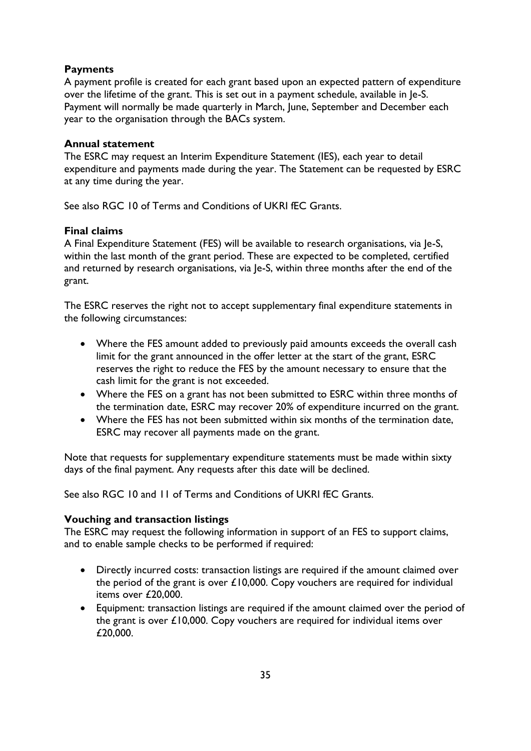**Payments**

A payment profile is created for each grant based upon an expected pattern of expenditure over the lifetime of the grant. This is set out in a payment schedule, available in Je-S. Payment will normally be made quarterly in March, June, September and December each year to the organisation through the BACs system.

**Annual statement**

The ESRC may request an Interim Expenditure Statement (IES), each year to detail expenditure and payments made during the year. The Statement can be requested by ESRC at any time during the year.

See also RGC 10 of Terms and Conditions of UKRI fEC Grants.

**Final claims**

A Final Expenditure Statement (FES) will be available to research organisations, via Je-S, within the last month of the grant period. These are expected to be completed, certified and returned by research organisations, via Je-S, within three months after the end of the grant.

The ESRC reserves the right not to accept supplementary final expenditure statements in the following circumstances:

- Where the FES amount added to previously paid amounts exceeds the overall cash limit for the grant announced in the offer letter at the start of the grant, ESRC reserves the right to reduce the FES by the amount necessary to ensure that the cash limit for the grant is not exceeded.
- Where the FES on a grant has not been submitted to ESRC within three months of the termination date, ESRC may recover 20% of expenditure incurred on the grant.
- Where the FES has not been submitted within six months of the termination date, ESRC may recover all payments made on the grant.

Note that requests for supplementary expenditure statements must be made within sixty days of the final payment. Any requests after this date will be declined.

See also RGC 10 and 11 of Terms and Conditions of UKRI fEC Grants.

**Vouching and transaction listings**

The ESRC may request the following information in support of an FES to support claims, and to enable sample checks to be performed if required:

- Directly incurred costs: transaction listings are required if the amount claimed over the period of the grant is over £10,000. Copy vouchers are required for individual items over £20,000.
- Equipment: transaction listings are required if the amount claimed over the period of the grant is over £10,000. Copy vouchers are required for individual items over £20,000.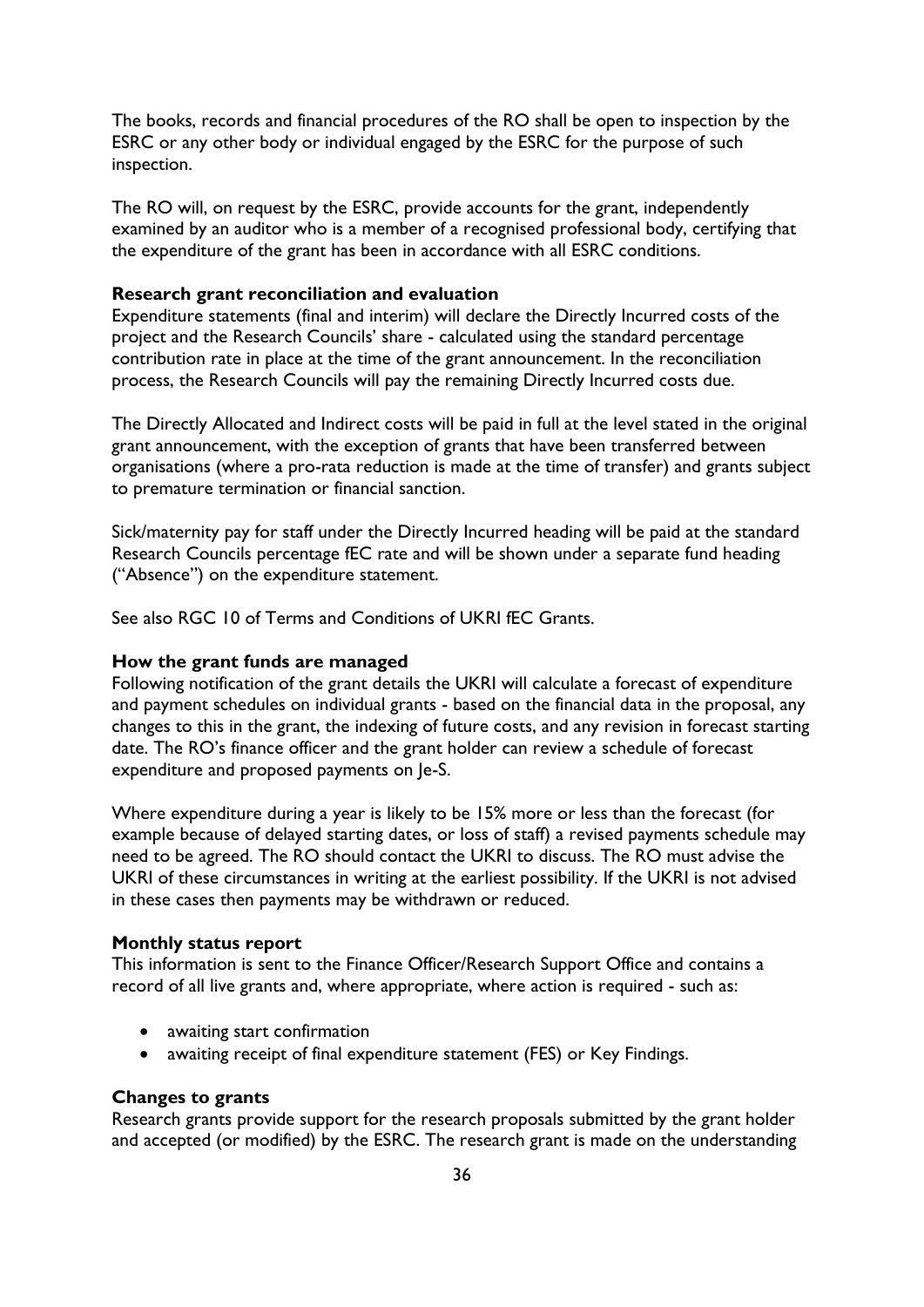The books, records and financial procedures of the RO shall be open to inspection by the ESRC or any other body or individual engaged by the ESRC for the purpose of such inspection.

The RO will, on request by the ESRC, provide accounts for the grant, independently examined by an auditor who is a member of a recognised professional body, certifying that the expenditure of the grant has been in accordance with all ESRC conditions.

**Research grant reconciliation and evaluation**
Expenditure statements (final and interim) will declare the Directly Incurred costs of the project and the Research Councils' share - calculated using the standard percentage contribution rate in place at the time of the grant announcement. In the reconciliation process, the Research Councils will pay the remaining Directly Incurred costs due.

The Directly Allocated and Indirect costs will be paid in full at the level stated in the original grant announcement, with the exception of grants that have been transferred between organisations (where a pro-rata reduction is made at the time of transfer) and grants subject to premature termination or financial sanction.

Sick/maternity pay for staff under the Directly Incurred heading will be paid at the standard Research Councils percentage fEC rate and will be shown under a separate fund heading ("Absence") on the expenditure statement.

See also RGC 10 of Terms and Conditions of UKRI fEC Grants.

**How the grant funds are managed**
Following notification of the grant details the UKRI will calculate a forecast of expenditure and payment schedules on individual grants - based on the financial data in the proposal, any changes to this in the grant, the indexing of future costs, and any revision in forecast starting date. The RO's finance officer and the grant holder can review a schedule of forecast expenditure and proposed payments on Je-S.

Where expenditure during a year is likely to be 15% more or less than the forecast (for example because of delayed starting dates, or loss of staff) a revised payments schedule may need to be agreed. The RO should contact the UKRI to discuss. The RO must advise the UKRI of these circumstances in writing at the earliest possibility. If the UKRI is not advised in these cases then payments may be withdrawn or reduced.

**Monthly status report**
This information is sent to the Finance Officer/Research Support Office and contains a record of all live grants and, where appropriate, where action is required - such as:

- awaiting start confirmation
- awaiting receipt of final expenditure statement (FES) or Key Findings.

**Changes to grants**
Research grants provide support for the research proposals submitted by the grant holder and accepted (or modified) by the ESRC. The research grant is made on the understanding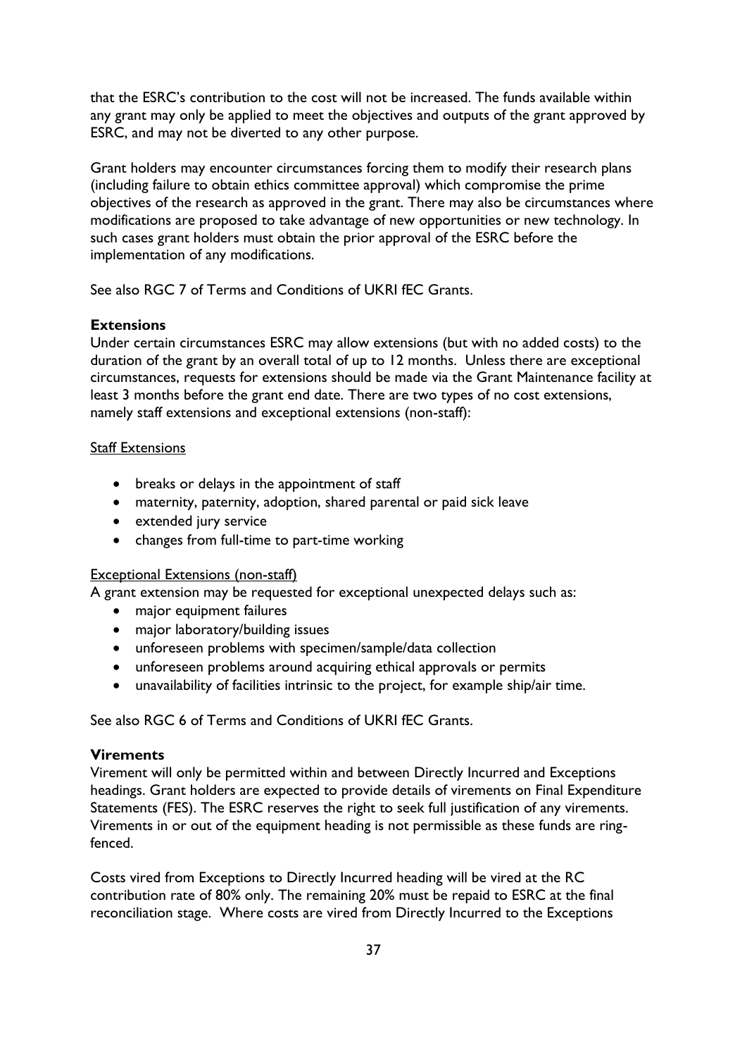that the ESRC's contribution to the cost will not be increased. The funds available within any grant may only be applied to meet the objectives and outputs of the grant approved by ESRC, and may not be diverted to any other purpose.

Grant holders may encounter circumstances forcing them to modify their research plans (including failure to obtain ethics committee approval) which compromise the prime objectives of the research as approved in the grant. There may also be circumstances where modifications are proposed to take advantage of new opportunities or new technology. In such cases grant holders must obtain the prior approval of the ESRC before the implementation of any modifications.

See also RGC 7 of Terms and Conditions of UKRI fEC Grants.

**Extensions**

Under certain circumstances ESRC may allow extensions (but with no added costs) to the duration of the grant by an overall total of up to 12 months. Unless there are exceptional circumstances, requests for extensions should be made via the Grant Maintenance facility at least 3 months before the grant end date. There are two types of no cost extensions, namely staff extensions and exceptional extensions (non-staff):

<u>Staff Extensions</u>

- breaks or delays in the appointment of staff
- maternity, paternity, adoption, shared parental or paid sick leave
- extended jury service
- changes from full-time to part-time working

<u>Exceptional Extensions (non-staff)</u>

A grant extension may be requested for exceptional unexpected delays such as:

- major equipment failures
- major laboratory/building issues
- unforeseen problems with specimen/sample/data collection
- unforeseen problems around acquiring ethical approvals or permits
- unavailability of facilities intrinsic to the project, for example ship/air time.

See also RGC 6 of Terms and Conditions of UKRI fEC Grants.

**Virements**

Virement will only be permitted within and between Directly Incurred and Exceptions headings. Grant holders are expected to provide details of virements on Final Expenditure Statements (FES). The ESRC reserves the right to seek full justification of any virements. Virements in or out of the equipment heading is not permissible as these funds are ring-fenced.

Costs vired from Exceptions to Directly Incurred heading will be vired at the RC contribution rate of 80% only. The remaining 20% must be repaid to ESRC at the final reconciliation stage. Where costs are vired from Directly Incurred to the Exceptions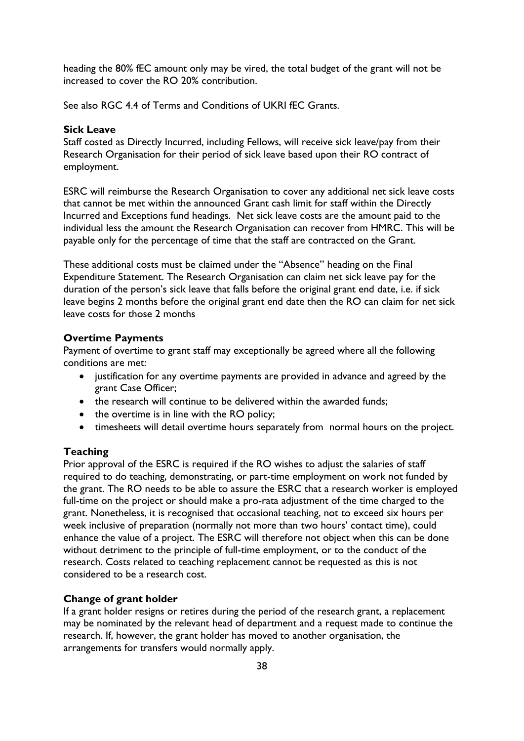heading the 80% fEC amount only may be vired, the total budget of the grant will not be increased to cover the RO 20% contribution.

See also RGC 4.4 of Terms and Conditions of UKRI fEC Grants.

**Sick Leave**

Staff costed as Directly Incurred, including Fellows, will receive sick leave/pay from their Research Organisation for their period of sick leave based upon their RO contract of employment.

ESRC will reimburse the Research Organisation to cover any additional net sick leave costs that cannot be met within the announced Grant cash limit for staff within the Directly Incurred and Exceptions fund headings. Net sick leave costs are the amount paid to the individual less the amount the Research Organisation can recover from HMRC. This will be payable only for the percentage of time that the staff are contracted on the Grant.

These additional costs must be claimed under the "Absence" heading on the Final Expenditure Statement. The Research Organisation can claim net sick leave pay for the duration of the person's sick leave that falls before the original grant end date, i.e. if sick leave begins 2 months before the original grant end date then the RO can claim for net sick leave costs for those 2 months

### Overtime Payments

Payment of overtime to grant staff may exceptionally be agreed where all the following conditions are met:

- justification for any overtime payments are provided in advance and agreed by the grant Case Officer;
- the research will continue to be delivered within the awarded funds;
- the overtime is in line with the RO policy;
- timesheets will detail overtime hours separately from normal hours on the project.

### Teaching

Prior approval of the ESRC is required if the RO wishes to adjust the salaries of staff required to do teaching, demonstrating, or part-time employment on work not funded by the grant. The RO needs to be able to assure the ESRC that a research worker is employed full-time on the project or should make a pro-rata adjustment of the time charged to the grant. Nonetheless, it is recognised that occasional teaching, not to exceed six hours per week inclusive of preparation (normally not more than two hours' contact time), could enhance the value of a project. The ESRC will therefore not object when this can be done without detriment to the principle of full-time employment, or to the conduct of the research. Costs related to teaching replacement cannot be requested as this is not considered to be a research cost.

### Change of grant holder

If a grant holder resigns or retires during the period of the research grant, a replacement may be nominated by the relevant head of department and a request made to continue the research. If, however, the grant holder has moved to another organisation, the arrangements for transfers would normally apply.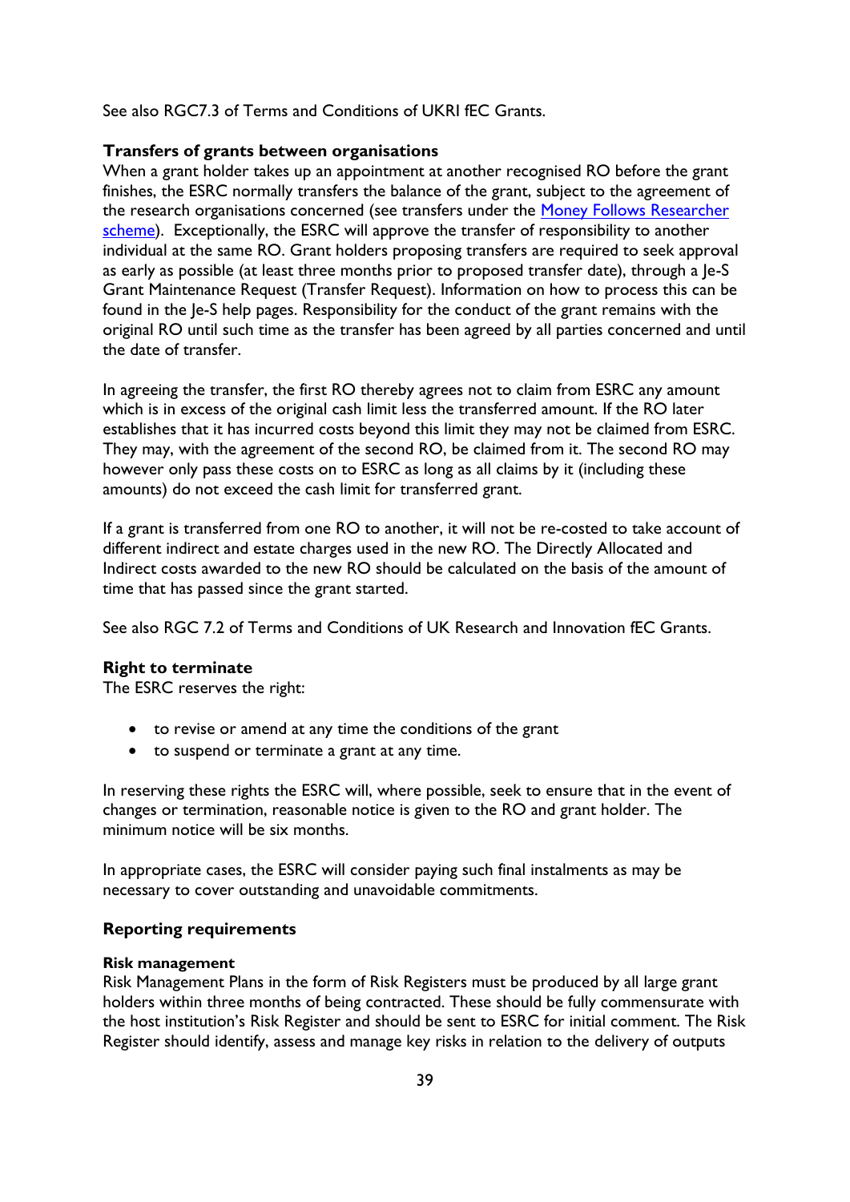See also RGC7.3 of Terms and Conditions of UKRI fEC Grants.

**Transfers of grants between organisations**

When a grant holder takes up an appointment at another recognised RO before the grant finishes, the ESRC normally transfers the balance of the grant, subject to the agreement of the research organisations concerned (see transfers under the Money Follows Researcher scheme). Exceptionally, the ESRC will approve the transfer of responsibility to another individual at the same RO. Grant holders proposing transfers are required to seek approval as early as possible (at least three months prior to proposed transfer date), through a Je-S Grant Maintenance Request (Transfer Request). Information on how to process this can be found in the Je-S help pages. Responsibility for the conduct of the grant remains with the original RO until such time as the transfer has been agreed by all parties concerned and until the date of transfer.

In agreeing the transfer, the first RO thereby agrees not to claim from ESRC any amount which is in excess of the original cash limit less the transferred amount. If the RO later establishes that it has incurred costs beyond this limit they may not be claimed from ESRC. They may, with the agreement of the second RO, be claimed from it. The second RO may however only pass these costs on to ESRC as long as all claims by it (including these amounts) do not exceed the cash limit for transferred grant.

If a grant is transferred from one RO to another, it will not be re-costed to take account of different indirect and estate charges used in the new RO. The Directly Allocated and Indirect costs awarded to the new RO should be calculated on the basis of the amount of time that has passed since the grant started.

See also RGC 7.2 of Terms and Conditions of UK Research and Innovation fEC Grants.

**Right to terminate**

The ESRC reserves the right:

- to revise or amend at any time the conditions of the grant
- to suspend or terminate a grant at any time.

In reserving these rights the ESRC will, where possible, seek to ensure that in the event of changes or termination, reasonable notice is given to the RO and grant holder. The minimum notice will be six months.

In appropriate cases, the ESRC will consider paying such final instalments as may be necessary to cover outstanding and unavoidable commitments.

**Reporting requirements**

**Risk management**

Risk Management Plans in the form of Risk Registers must be produced by all large grant holders within three months of being contracted. These should be fully commensurate with the host institution's Risk Register and should be sent to ESRC for initial comment. The Risk Register should identify, assess and manage key risks in relation to the delivery of outputs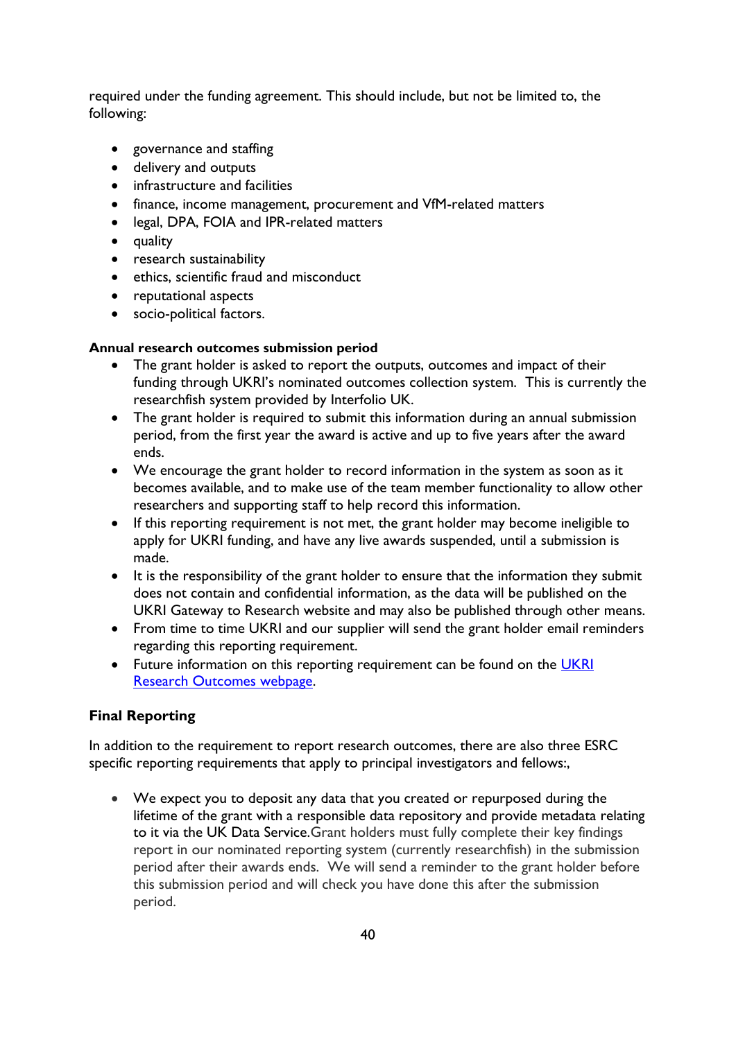required under the funding agreement. This should include, but not be limited to, the following:

- governance and staffing
- delivery and outputs
- infrastructure and facilities
- finance, income management, procurement and VfM-related matters
- legal, DPA, FOIA and IPR-related matters
- quality
- research sustainability
- ethics, scientific fraud and misconduct
- reputational aspects
- socio-political factors.

**Annual research outcomes submission period**

- The grant holder is asked to report the outputs, outcomes and impact of their funding through UKRI's nominated outcomes collection system. This is currently the researchfish system provided by Interfolio UK.
- The grant holder is required to submit this information during an annual submission period, from the first year the award is active and up to five years after the award ends.
- We encourage the grant holder to record information in the system as soon as it becomes available, and to make use of the team member functionality to allow other researchers and supporting staff to help record this information.
- If this reporting requirement is not met, the grant holder may become ineligible to apply for UKRI funding, and have any live awards suspended, until a submission is made.
- It is the responsibility of the grant holder to ensure that the information they submit does not contain and confidential information, as the data will be published on the UKRI Gateway to Research website and may also be published through other means.
- From time to time UKRI and our supplier will send the grant holder email reminders regarding this reporting requirement.
- Future information on this reporting requirement can be found on the [UKRI Research Outcomes webpage].

## Final Reporting

In addition to the requirement to report research outcomes, there are also three ESRC specific reporting requirements that apply to principal investigators and fellows:,

- We expect you to deposit any data that you created or repurposed during the lifetime of the grant with a responsible data repository and provide metadata relating to it via the UK Data Service.Grant holders must fully complete their key findings report in our nominated reporting system (currently researchfish) in the submission period after their awards ends. We will send a reminder to the grant holder before this submission period and will check you have done this after the submission period.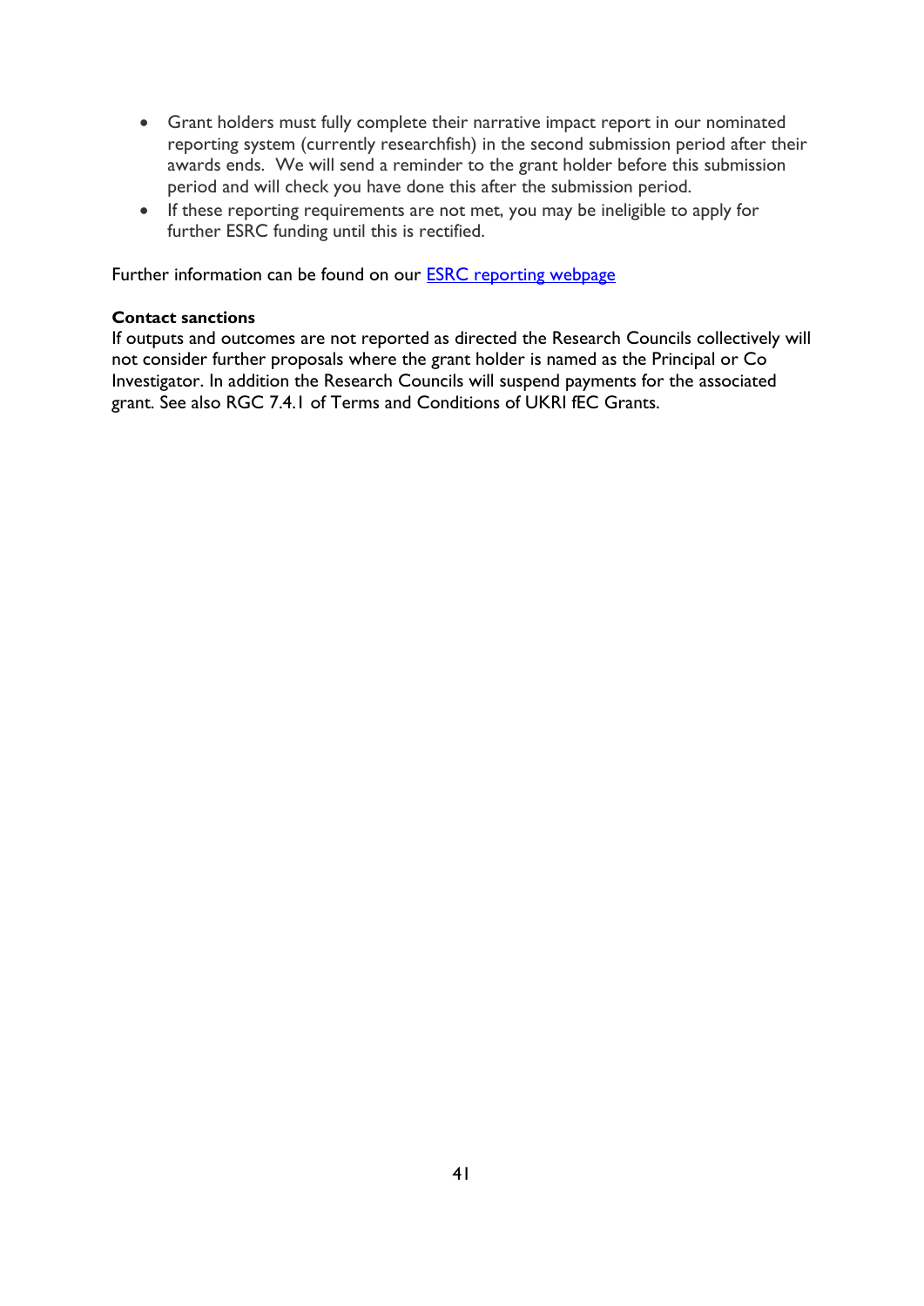- Grant holders must fully complete their narrative impact report in our nominated reporting system (currently researchfish) in the second submission period after their awards ends. We will send a reminder to the grant holder before this submission period and will check you have done this after the submission period.
- If these reporting requirements are not met, you may be ineligible to apply for further ESRC funding until this is rectified.

Further information can be found on our [ESRC reporting webpage]()

**Contact sanctions**

If outputs and outcomes are not reported as directed the Research Councils collectively will not consider further proposals where the grant holder is named as the Principal or Co Investigator. In addition the Research Councils will suspend payments for the associated grant. See also RGC 7.4.1 of Terms and Conditions of UKRI fEC Grants.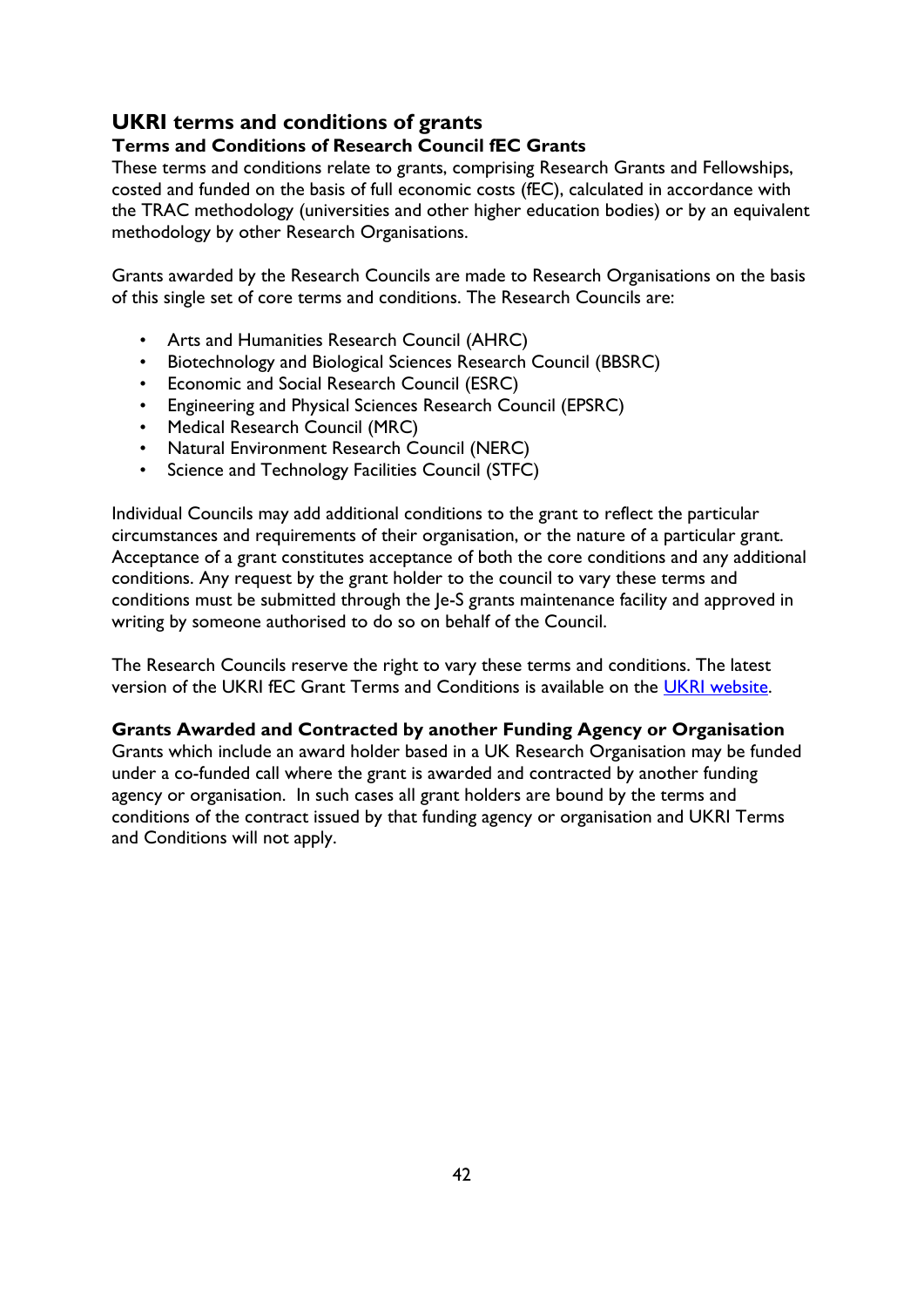## UKRI terms and conditions of grants

### Terms and Conditions of Research Council fEC Grants

These terms and conditions relate to grants, comprising Research Grants and Fellowships, costed and funded on the basis of full economic costs (fEC), calculated in accordance with the TRAC methodology (universities and other higher education bodies) or by an equivalent methodology by other Research Organisations.

Grants awarded by the Research Councils are made to Research Organisations on the basis of this single set of core terms and conditions. The Research Councils are:

- Arts and Humanities Research Council (AHRC)
- Biotechnology and Biological Sciences Research Council (BBSRC)
- Economic and Social Research Council (ESRC)
- Engineering and Physical Sciences Research Council (EPSRC)
- Medical Research Council (MRC)
- Natural Environment Research Council (NERC)
- Science and Technology Facilities Council (STFC)

Individual Councils may add additional conditions to the grant to reflect the particular circumstances and requirements of their organisation, or the nature of a particular grant. Acceptance of a grant constitutes acceptance of both the core conditions and any additional conditions. Any request by the grant holder to the council to vary these terms and conditions must be submitted through the Je-S grants maintenance facility and approved in writing by someone authorised to do so on behalf of the Council.

The Research Councils reserve the right to vary these terms and conditions. The latest version of the UKRI fEC Grant Terms and Conditions is available on the UKRI website.

### Grants Awarded and Contracted by another Funding Agency or Organisation

Grants which include an award holder based in a UK Research Organisation may be funded under a co-funded call where the grant is awarded and contracted by another funding agency or organisation. In such cases all grant holders are bound by the terms and conditions of the contract issued by that funding agency or organisation and UKRI Terms and Conditions will not apply.